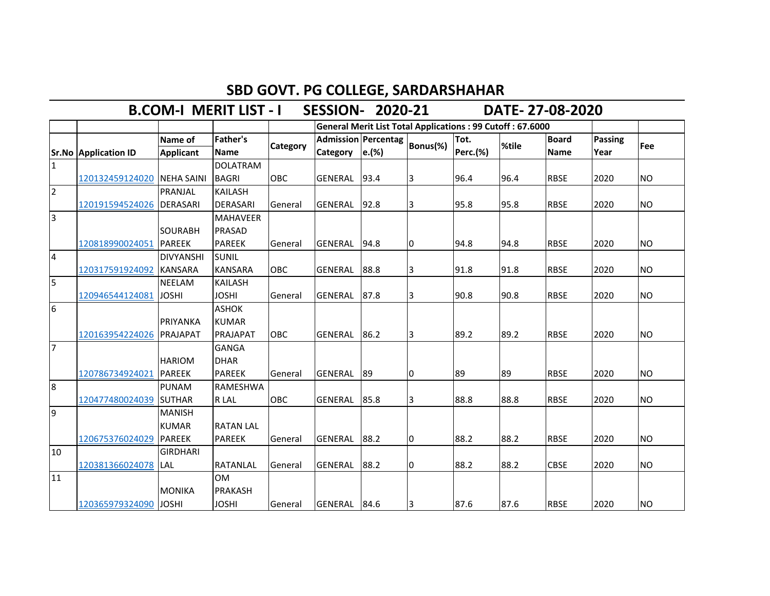# SBD GOVT. PG COLLEGE, SARDARSHAHAR

## B.COM-I MERIT LIST - I SESSION- 2020-21 DATE- 27-08-2020

| | | | | | General Merit List Total Applications : 99 Cutoff : 67.6000 | | | | | | | |
|---|---|---|---|---|---|---|---|---|---|---|---|---|
| Sr.No | Application ID | Name of Applicant | Father's Name | Category | Admission Category | Percentage.(%) | Bonus(%) | Tot. Perc.(%) | %tile | Board Name | Passing Year | Fee |
| 1 | 120132459124020 | NEHA SAINI | DOLATRAM BAGRI | OBC | GENERAL | 93.4 | 3 | 96.4 | 96.4 | RBSE | 2020 | NO |
| 2 | 120191594524026 | PRANJAL DERASARI | KAILASH DERASARI | General | GENERAL | 92.8 | 3 | 95.8 | 95.8 | RBSE | 2020 | NO |
| 3 | 120818990024051 | SOURABH PAREEK | MAHAVEER PRASAD PAREEK | General | GENERAL | 94.8 | 0 | 94.8 | 94.8 | RBSE | 2020 | NO |
| 4 | 120317591924092 | DIVYANSHI KANSARA | SUNIL KANSARA | OBC | GENERAL | 88.8 | 3 | 91.8 | 91.8 | RBSE | 2020 | NO |
| 5 | 120946544124081 | NEELAM JOSHI | KAILASH JOSHI | General | GENERAL | 87.8 | 3 | 90.8 | 90.8 | RBSE | 2020 | NO |
| 6 | 120163954224026 | PRIYANKA PRAJAPAT | ASHOK KUMAR PRAJAPAT | OBC | GENERAL | 86.2 | 3 | 89.2 | 89.2 | RBSE | 2020 | NO |
| 7 | 120786734924021 | HARIOM PAREEK | GANGA DHAR PAREEK | General | GENERAL | 89 | 0 | 89 | 89 | RBSE | 2020 | NO |
| 8 | 120477480024039 | PUNAM SUTHAR | RAMESHWAR LAL | OBC | GENERAL | 85.8 | 3 | 88.8 | 88.8 | RBSE | 2020 | NO |
| 9 | 120675376024029 | MANISH KUMAR PAREEK | RATAN LAL PAREEK | General | GENERAL | 88.2 | 0 | 88.2 | 88.2 | RBSE | 2020 | NO |
| 10 | 120381366024078 | GIRDHARI LAL | RATANLAL | General | GENERAL | 88.2 | 0 | 88.2 | 88.2 | CBSE | 2020 | NO |
| 11 | 120365979324090 | MONIKA JOSHI | OM PRAKASH JOSHI | General | GENERAL | 84.6 | 3 | 87.6 | 87.6 | RBSE | 2020 | NO |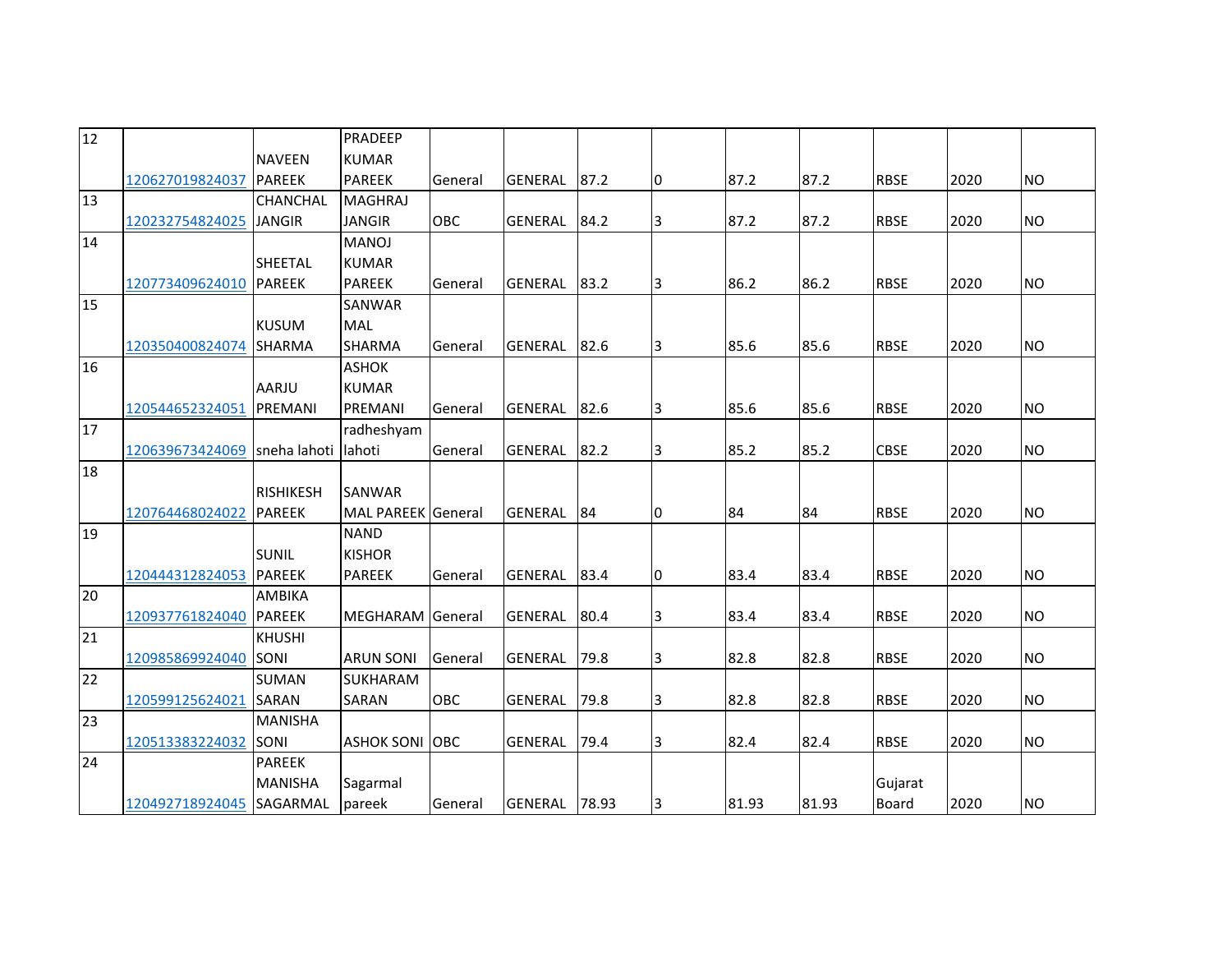| | | | | | | | | | | | | |
|---|---|---|---|---|---|---|---|---|---|---|---|---|
| 12 | 120627019824037 | NAVEEN PAREEK | PRADEEP KUMAR PAREEK | General | GENERAL | 87.2 | 0 | 87.2 | 87.2 | RBSE | 2020 | NO |
| 13 | 120232754824025 | CHANCHAL JANGIR | MAGHRAJ JANGIR | OBC | GENERAL | 84.2 | 3 | 87.2 | 87.2 | RBSE | 2020 | NO |
| 14 | 120773409624010 | SHEETAL PAREEK | MANOJ KUMAR PAREEK | General | GENERAL | 83.2 | 3 | 86.2 | 86.2 | RBSE | 2020 | NO |
| 15 | 120350400824074 | KUSUM SHARMA | SANWAR MAL SHARMA | General | GENERAL | 82.6 | 3 | 85.6 | 85.6 | RBSE | 2020 | NO |
| 16 | 120544652324051 | AARJU PREMANI | ASHOK KUMAR PREMANI | General | GENERAL | 82.6 | 3 | 85.6 | 85.6 | RBSE | 2020 | NO |
| 17 | 120639673424069 | sneha lahoti | radheshyam lahoti | General | GENERAL | 82.2 | 3 | 85.2 | 85.2 | CBSE | 2020 | NO |
| 18 | 120764468024022 | RISHIKESH PAREEK | SANWAR MAL PAREEK | General | GENERAL | 84 | 0 | 84 | 84 | RBSE | 2020 | NO |
| 19 | 120444312824053 | SUNIL PAREEK | NAND KISHOR PAREEK | General | GENERAL | 83.4 | 0 | 83.4 | 83.4 | RBSE | 2020 | NO |
| 20 | 120937761824040 | AMBIKA PAREEK | MEGHARAM | General | GENERAL | 80.4 | 3 | 83.4 | 83.4 | RBSE | 2020 | NO |
| 21 | 120985869924040 | KHUSHI SONI | ARUN SONI | General | GENERAL | 79.8 | 3 | 82.8 | 82.8 | RBSE | 2020 | NO |
| 22 | 120599125624021 | SUMAN SARAN | SUKHARAM SARAN | OBC | GENERAL | 79.8 | 3 | 82.8 | 82.8 | RBSE | 2020 | NO |
| 23 | 120513383224032 | MANISHA SONI | ASHOK SONI | OBC | GENERAL | 79.4 | 3 | 82.4 | 82.4 | RBSE | 2020 | NO |
| 24 | 120492718924045 | PAREEK MANISHA SAGARMAL | Sagarmal pareek | General | GENERAL | 78.93 | 3 | 81.93 | 81.93 | Gujarat Board | 2020 | NO |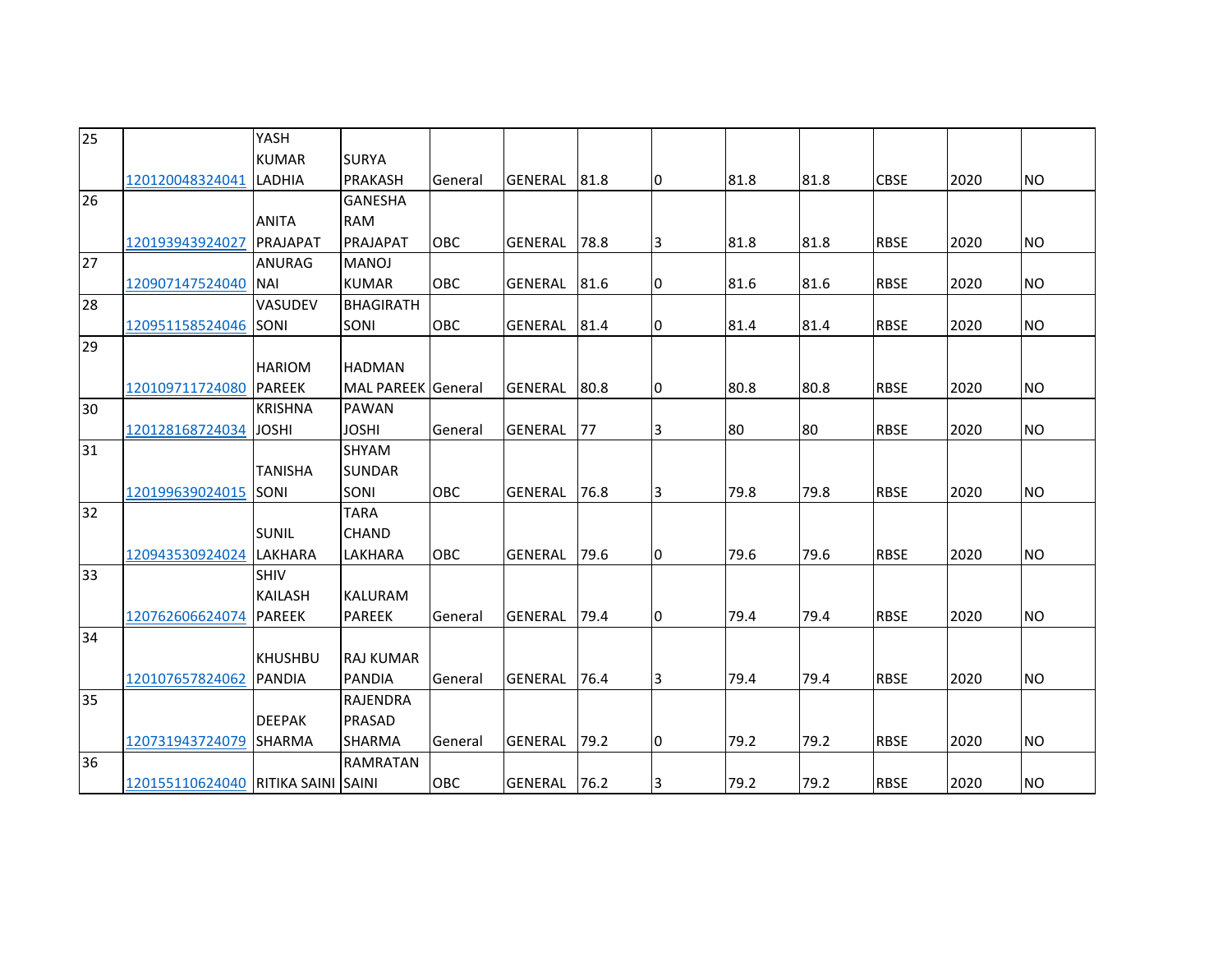| | | | | | | | | | | | | |
|---|---|---|---|---|---|---|---|---|---|---|---|---|
| 25 | 120120048324041 | YASH KUMAR LADHIA | SURYA PRAKASH | General | GENERAL | 81.8 | 0 | 81.8 | 81.8 | CBSE | 2020 | NO |
| 26 | 120193943924027 | ANITA PRAJAPAT | GANESHA RAM PRAJAPAT | OBC | GENERAL | 78.8 | 3 | 81.8 | 81.8 | RBSE | 2020 | NO |
| 27 | 120907147524040 | ANURAG NAI | MANOJ KUMAR | OBC | GENERAL | 81.6 | 0 | 81.6 | 81.6 | RBSE | 2020 | NO |
| 28 | 120951158524046 | VASUDEV SONI | BHAGIRATH SONI | OBC | GENERAL | 81.4 | 0 | 81.4 | 81.4 | RBSE | 2020 | NO |
| 29 | 120109711724080 | HARIOM PAREEK | HADMAN MAL PAREEK | General | GENERAL | 80.8 | 0 | 80.8 | 80.8 | RBSE | 2020 | NO |
| 30 | 120128168724034 | KRISHNA JOSHI | PAWAN JOSHI | General | GENERAL | 77 | 3 | 80 | 80 | RBSE | 2020 | NO |
| 31 | 120199639024015 | TANISHA SONI | SHYAM SUNDAR SONI | OBC | GENERAL | 76.8 | 3 | 79.8 | 79.8 | RBSE | 2020 | NO |
| 32 | 120943530924024 | SUNIL LAKHARA | TARA CHAND LAKHARA | OBC | GENERAL | 79.6 | 0 | 79.6 | 79.6 | RBSE | 2020 | NO |
| 33 | 120762606624074 | SHIV KAILASH PAREEK | KALURAM PAREEK | General | GENERAL | 79.4 | 0 | 79.4 | 79.4 | RBSE | 2020 | NO |
| 34 | 120107657824062 | KHUSHBU PANDIA | RAJ KUMAR PANDIA | General | GENERAL | 76.4 | 3 | 79.4 | 79.4 | RBSE | 2020 | NO |
| 35 | 120731943724079 | DEEPAK SHARMA | RAJENDRA PRASAD SHARMA | General | GENERAL | 79.2 | 0 | 79.2 | 79.2 | RBSE | 2020 | NO |
| 36 | 120155110624040 | RITIKA SAINI | RAMRATAN SAINI | OBC | GENERAL | 76.2 | 3 | 79.2 | 79.2 | RBSE | 2020 | NO |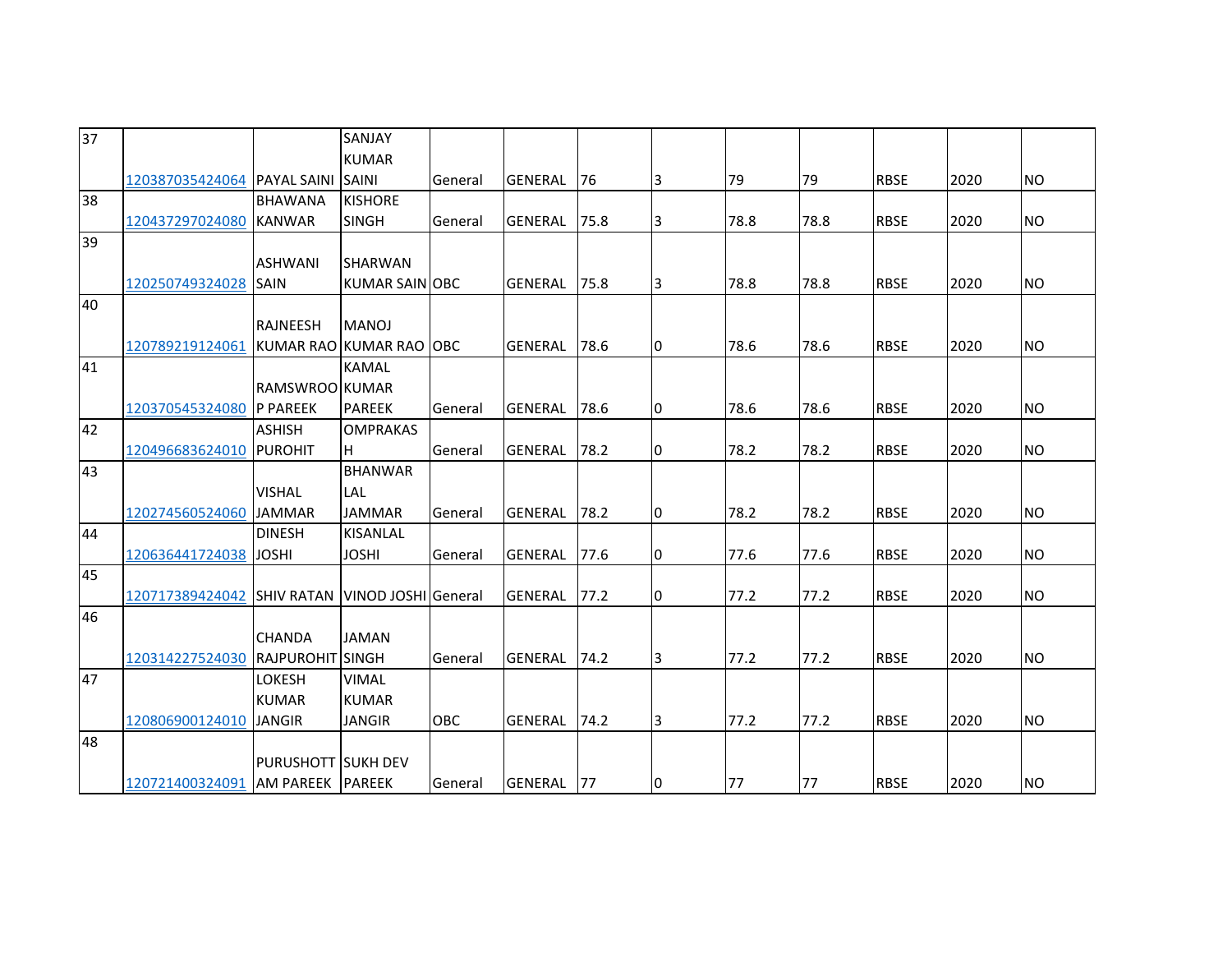| | | | | | | | | | | | | |
|---|---|---|---|---|---|---|---|---|---|---|---|---|
| 37 | 120387035424064 | PAYAL SAINI | SANJAY KUMAR SAINI | General | GENERAL | 76 | 3 | 79 | 79 | RBSE | 2020 | NO |
| 38 | 120437297024080 | BHAWANA KANWAR | KISHORE SINGH | General | GENERAL | 75.8 | 3 | 78.8 | 78.8 | RBSE | 2020 | NO |
| 39 | 120250749324028 | ASHWANI SAIN | SHARWAN KUMAR SAIN | OBC | GENERAL | 75.8 | 3 | 78.8 | 78.8 | RBSE | 2020 | NO |
| 40 | 120789219124061 | RAJNEESH KUMAR RAO | MANOJ KUMAR RAO | OBC | GENERAL | 78.6 | 0 | 78.6 | 78.6 | RBSE | 2020 | NO |
| 41 | 120370545324080 | RAMSWROOP PAREEK | KAMAL KUMAR PAREEK | General | GENERAL | 78.6 | 0 | 78.6 | 78.6 | RBSE | 2020 | NO |
| 42 | 120496683624010 | ASHISH PUROHIT | OMPRAKASH | General | GENERAL | 78.2 | 0 | 78.2 | 78.2 | RBSE | 2020 | NO |
| 43 | 120274560524060 | VISHAL JAMMAR | BHANWAR LAL JAMMAR | General | GENERAL | 78.2 | 0 | 78.2 | 78.2 | RBSE | 2020 | NO |
| 44 | 120636441724038 | DINESH JOSHI | KISANLAL JOSHI | General | GENERAL | 77.6 | 0 | 77.6 | 77.6 | RBSE | 2020 | NO |
| 45 | 120717389424042 | SHIV RATAN | VINOD JOSHI | General | GENERAL | 77.2 | 0 | 77.2 | 77.2 | RBSE | 2020 | NO |
| 46 | 120314227524030 | CHANDA RAJPUROHIT | JAMAN SINGH | General | GENERAL | 74.2 | 3 | 77.2 | 77.2 | RBSE | 2020 | NO |
| 47 | 120806900124010 | LOKESH KUMAR JANGIR | VIMAL KUMAR JANGIR | OBC | GENERAL | 74.2 | 3 | 77.2 | 77.2 | RBSE | 2020 | NO |
| 48 | 120721400324091 | PURUSHOTTAM PAREEK | SUKH DEV PAREEK | General | GENERAL | 77 | 0 | 77 | 77 | RBSE | 2020 | NO |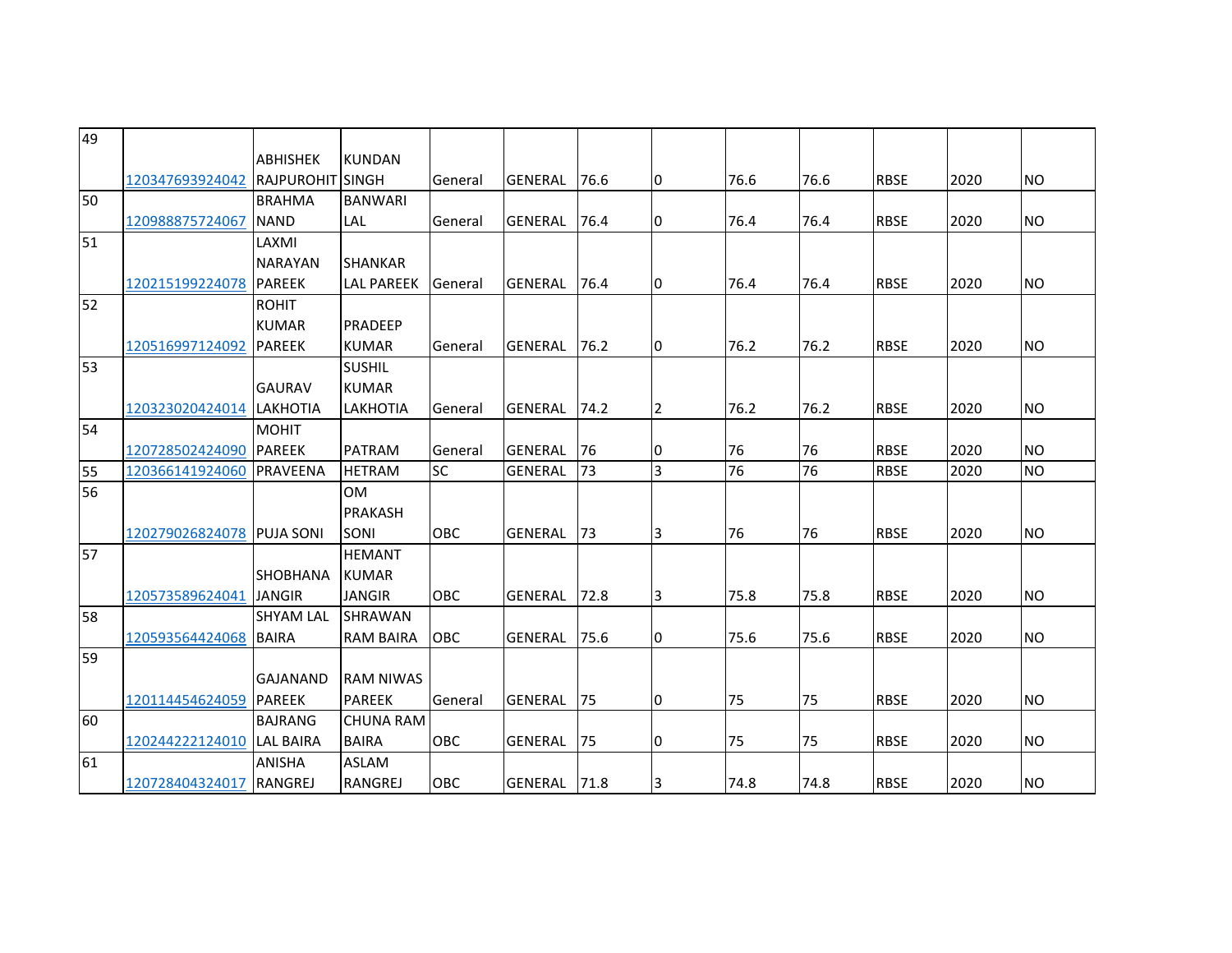| 49 | 120347693924042 | ABHISHEK RAJPUROHIT | KUNDAN SINGH | General | GENERAL | 76.6 | 0 | 76.6 | 76.6 | RBSE | 2020 | NO |
|---|---|---|---|---|---|---|---|---|---|---|---|---|
| 50 | 120988875724067 | BRAHMA NAND | BANWARI LAL | General | GENERAL | 76.4 | 0 | 76.4 | 76.4 | RBSE | 2020 | NO |
| 51 | 120215199224078 | LAXMI NARAYAN PAREEK | SHANKAR LAL PAREEK | General | GENERAL | 76.4 | 0 | 76.4 | 76.4 | RBSE | 2020 | NO |
| 52 | 120516997124092 | ROHIT KUMAR PAREEK | PRADEEP KUMAR | General | GENERAL | 76.2 | 0 | 76.2 | 76.2 | RBSE | 2020 | NO |
| 53 | 120323020424014 | GAURAV LAKHOTIA | SUSHIL KUMAR LAKHOTIA | General | GENERAL | 74.2 | 2 | 76.2 | 76.2 | RBSE | 2020 | NO |
| 54 | 120728502424090 | MOHIT PAREEK | PATRAM | General | GENERAL | 76 | 0 | 76 | 76 | RBSE | 2020 | NO |
| 55 | 120366141924060 | PRAVEENA | HETRAM | SC | GENERAL | 73 | 3 | 76 | 76 | RBSE | 2020 | NO |
| 56 | 120279026824078 | PUJA SONI | OM PRAKASH SONI | OBC | GENERAL | 73 | 3 | 76 | 76 | RBSE | 2020 | NO |
| 57 | 120573589624041 | SHOBHANA JANGIR | HEMANT KUMAR JANGIR | OBC | GENERAL | 72.8 | 3 | 75.8 | 75.8 | RBSE | 2020 | NO |
| 58 | 120593564424068 | SHYAM LAL BAIRA | SHRAWAN RAM BAIRA | OBC | GENERAL | 75.6 | 0 | 75.6 | 75.6 | RBSE | 2020 | NO |
| 59 | 120114454624059 | GAJANAND PAREEK | RAM NIWAS PAREEK | General | GENERAL | 75 | 0 | 75 | 75 | RBSE | 2020 | NO |
| 60 | 120244222124010 | BAJRANG LAL BAIRA | CHUNA RAM BAIRA | OBC | GENERAL | 75 | 0 | 75 | 75 | RBSE | 2020 | NO |
| 61 | 120728404324017 | ANISHA RANGREJ | ASLAM RANGREJ | OBC | GENERAL | 71.8 | 3 | 74.8 | 74.8 | RBSE | 2020 | NO |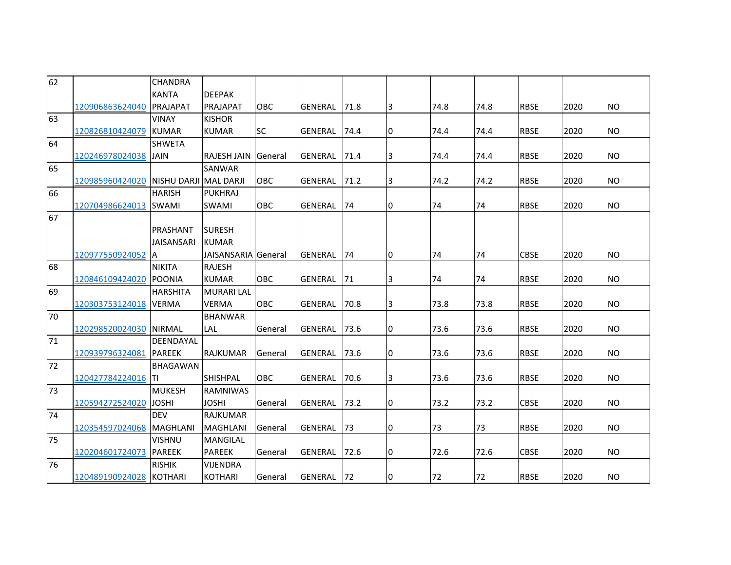| 62 | 120906863624040 | CHANDRA KANTA PRAJAPAT | DEEPAK PRAJAPAT | OBC | GENERAL | 71.8 | 3 | 74.8 | 74.8 | RBSE | 2020 | NO |
|---|---|---|---|---|---|---|---|---|---|---|---|---|
| 63 | 120826810424079 | VINAY KUMAR | KISHOR KUMAR | SC | GENERAL | 74.4 | 0 | 74.4 | 74.4 | RBSE | 2020 | NO |
| 64 | 120246978024038 | SHWETA JAIN | RAJESH JAIN | General | GENERAL | 71.4 | 3 | 74.4 | 74.4 | RBSE | 2020 | NO |
| 65 | 120985960424020 | NISHU DARJI | SANWAR MAL DARJI | OBC | GENERAL | 71.2 | 3 | 74.2 | 74.2 | RBSE | 2020 | NO |
| 66 | 120704986624013 | HARISH SWAMI | PUKHRAJ SWAMI | OBC | GENERAL | 74 | 0 | 74 | 74 | RBSE | 2020 | NO |
| 67 | 120977550924052 | PRASHANT JAISANSARI A | SURESH KUMAR JAISANSARIA | General | GENERAL | 74 | 0 | 74 | 74 | CBSE | 2020 | NO |
| 68 | 120846109424020 | NIKITA POONIA | RAJESH KUMAR | OBC | GENERAL | 71 | 3 | 74 | 74 | RBSE | 2020 | NO |
| 69 | 120303753124018 | HARSHITA VERMA | MURARI LAL VERMA | OBC | GENERAL | 70.8 | 3 | 73.8 | 73.8 | RBSE | 2020 | NO |
| 70 | 120298520024030 | NIRMAL | BHANWAR LAL | General | GENERAL | 73.6 | 0 | 73.6 | 73.6 | RBSE | 2020 | NO |
| 71 | 120939796324081 | DEENDAYAL PAREEK | RAJKUMAR | General | GENERAL | 73.6 | 0 | 73.6 | 73.6 | RBSE | 2020 | NO |
| 72 | 120427784224016 | BHAGAWAN TI | SHISHPAL | OBC | GENERAL | 70.6 | 3 | 73.6 | 73.6 | RBSE | 2020 | NO |
| 73 | 120594272524020 | MUKESH JOSHI | RAMNIWAS JOSHI | General | GENERAL | 73.2 | 0 | 73.2 | 73.2 | CBSE | 2020 | NO |
| 74 | 120354597024068 | DEV MAGHLANI | RAJKUMAR MAGHLANI | General | GENERAL | 73 | 0 | 73 | 73 | RBSE | 2020 | NO |
| 75 | 120204601724073 | VISHNU PAREEK | MANGILAL PAREEK | General | GENERAL | 72.6 | 0 | 72.6 | 72.6 | CBSE | 2020 | NO |
| 76 | 120489190924028 | RISHIK KOTHARI | VIJENDRA KOTHARI | General | GENERAL | 72 | 0 | 72 | 72 | RBSE | 2020 | NO |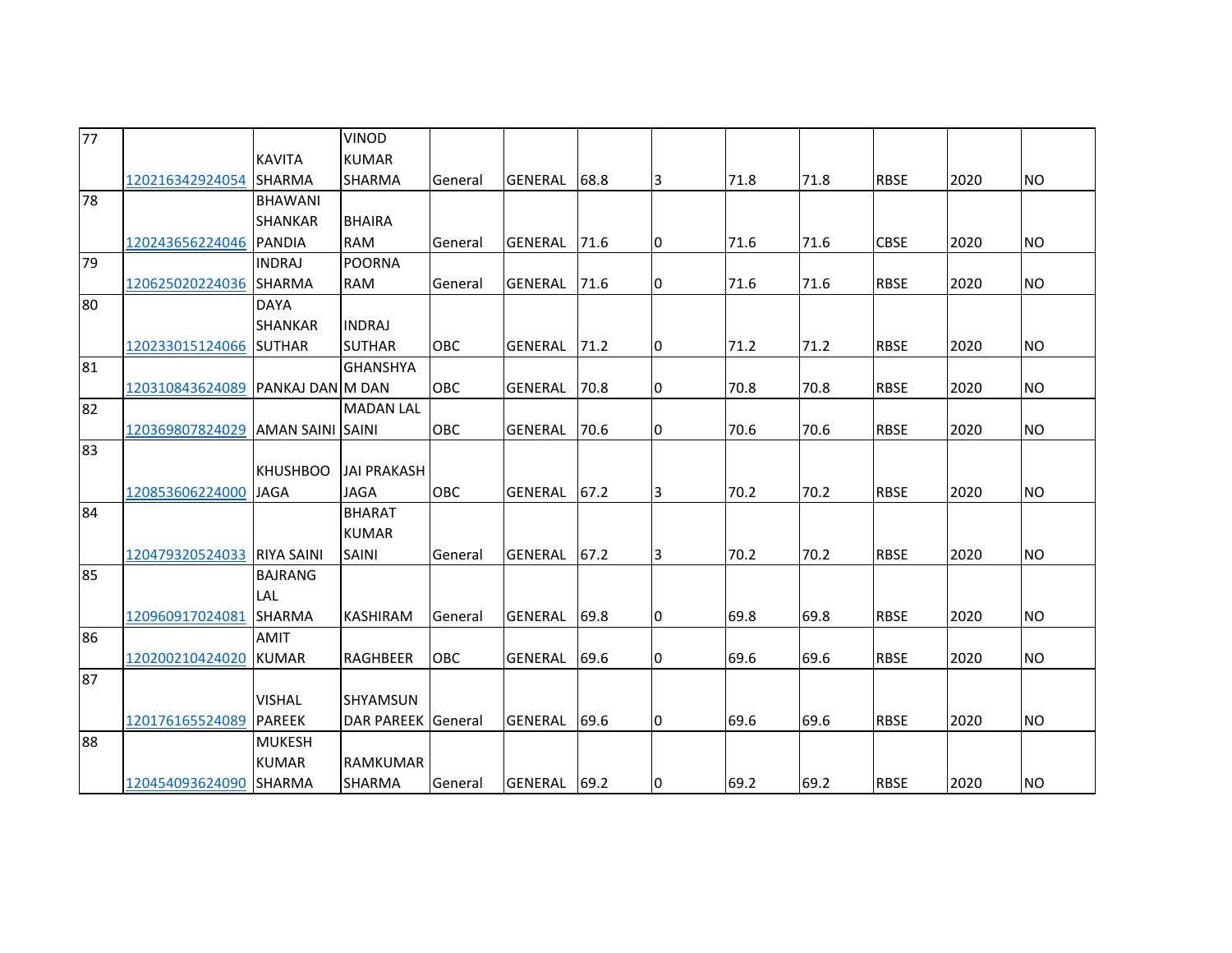| | | | | | | | | | | | | |
|---|---|---|---|---|---|---|---|---|---|---|---|---|
| 77 | 120216342924054 | KAVITA SHARMA | VINOD KUMAR SHARMA | General | GENERAL | 68.8 | 3 | 71.8 | 71.8 | RBSE | 2020 | NO |
| 78 | 120243656224046 | BHAWANI SHANKAR PANDIA | BHAIRA RAM | General | GENERAL | 71.6 | 0 | 71.6 | 71.6 | CBSE | 2020 | NO |
| 79 | 120625020224036 | INDRAJ SHARMA | POORNA RAM | General | GENERAL | 71.6 | 0 | 71.6 | 71.6 | RBSE | 2020 | NO |
| 80 | 120233015124066 | DAYA SHANKAR SUTHAR | INDRAJ SUTHAR | OBC | GENERAL | 71.2 | 0 | 71.2 | 71.2 | RBSE | 2020 | NO |
| 81 | 120310843624089 | PANKAJ DAN | GHANSHYAM DAN | OBC | GENERAL | 70.8 | 0 | 70.8 | 70.8 | RBSE | 2020 | NO |
| 82 | 120369807824029 | AMAN SAINI | MADAN LAL SAINI | OBC | GENERAL | 70.6 | 0 | 70.6 | 70.6 | RBSE | 2020 | NO |
| 83 | 120853606224000 | KHUSHBOO JAGA | JAI PRAKASH JAGA | OBC | GENERAL | 67.2 | 3 | 70.2 | 70.2 | RBSE | 2020 | NO |
| 84 | 120479320524033 | RIYA SAINI | BHARAT KUMAR SAINI | General | GENERAL | 67.2 | 3 | 70.2 | 70.2 | RBSE | 2020 | NO |
| 85 | 120960917024081 | BAJRANG LAL SHARMA | KASHIRAM | General | GENERAL | 69.8 | 0 | 69.8 | 69.8 | RBSE | 2020 | NO |
| 86 | 120200210424020 | AMIT KUMAR | RAGHBEER | OBC | GENERAL | 69.6 | 0 | 69.6 | 69.6 | RBSE | 2020 | NO |
| 87 | 120176165524089 | VISHAL PAREEK | SHYAMSUNDAR PAREEK | General | GENERAL | 69.6 | 0 | 69.6 | 69.6 | RBSE | 2020 | NO |
| 88 | 120454093624090 | MUKESH KUMAR SHARMA | RAMKUMAR SHARMA | General | GENERAL | 69.2 | 0 | 69.2 | 69.2 | RBSE | 2020 | NO |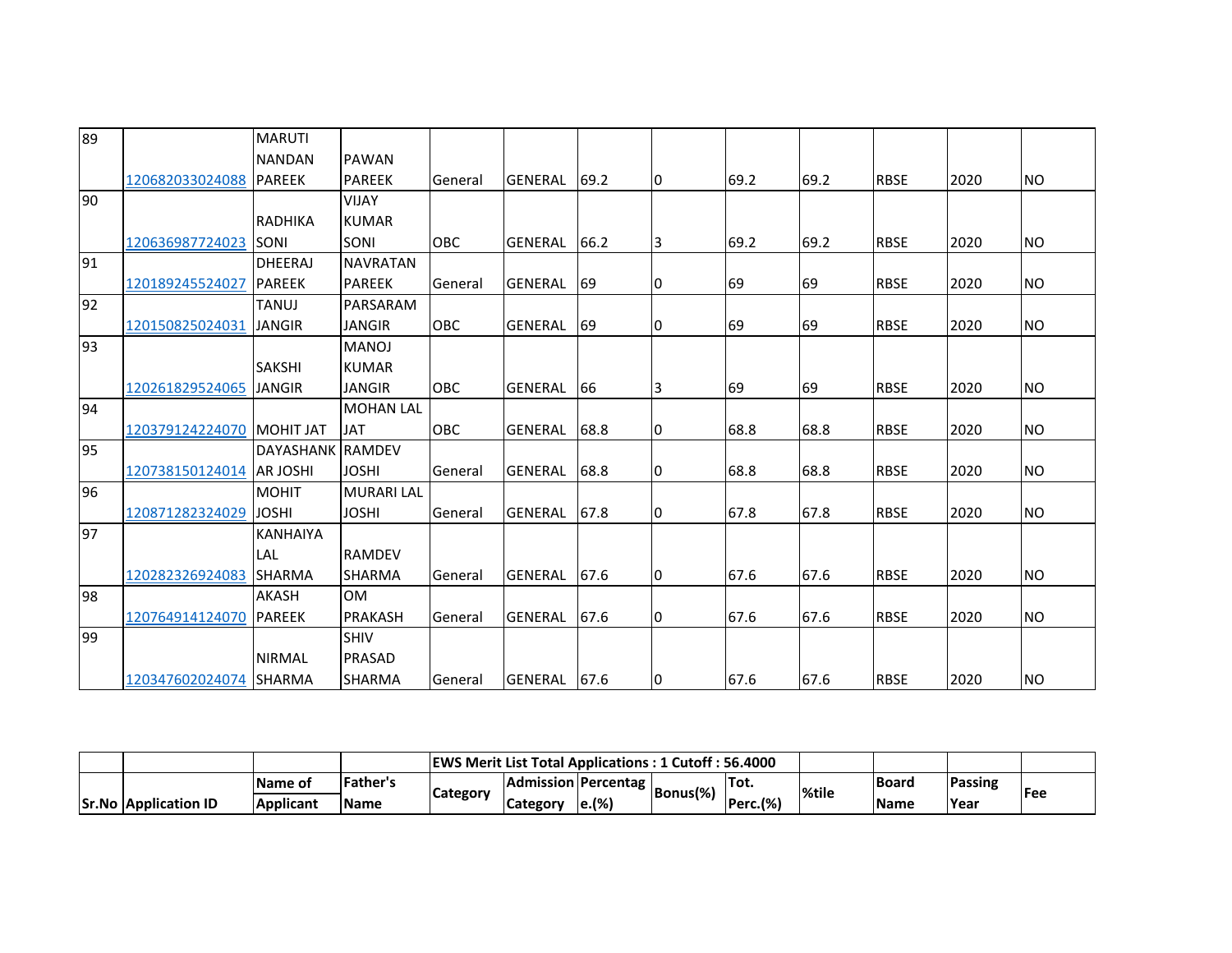| 89 | 120682033024088 | MARUTI NANDAN PAREEK | PAWAN PAREEK | General | GENERAL | 69.2 | 0 | 69.2 | 69.2 | RBSE | 2020 | NO |
|---|---|---|---|---|---|---|---|---|---|---|---|---|
| 90 | 120636987724023 | RADHIKA SONI | VIJAY KUMAR SONI | OBC | GENERAL | 66.2 | 3 | 69.2 | 69.2 | RBSE | 2020 | NO |
| 91 | 120189245524027 | DHEERAJ PAREEK | NAVRATAN PAREEK | General | GENERAL | 69 | 0 | 69 | 69 | RBSE | 2020 | NO |
| 92 | 120150825024031 | TANUJ JANGIR | PARSARAM JANGIR | OBC | GENERAL | 69 | 0 | 69 | 69 | RBSE | 2020 | NO |
| 93 | 120261829524065 | SAKSHI JANGIR | MANOJ KUMAR JANGIR | OBC | GENERAL | 66 | 3 | 69 | 69 | RBSE | 2020 | NO |
| 94 | 120379124224070 | MOHIT JAT | MOHAN LAL JAT | OBC | GENERAL | 68.8 | 0 | 68.8 | 68.8 | RBSE | 2020 | NO |
| 95 | 120738150124014 | DAYASHANKAR JOSHI | RAMDEV JOSHI | General | GENERAL | 68.8 | 0 | 68.8 | 68.8 | RBSE | 2020 | NO |
| 96 | 120871282324029 | MOHIT JOSHI | MURARI LAL JOSHI | General | GENERAL | 67.8 | 0 | 67.8 | 67.8 | RBSE | 2020 | NO |
| 97 | 120282326924083 | KANHAIYA LAL SHARMA | RAMDEV SHARMA | General | GENERAL | 67.6 | 0 | 67.6 | 67.6 | RBSE | 2020 | NO |
| 98 | 120764914124070 | AKASH PAREEK | OM PRAKASH | General | GENERAL | 67.6 | 0 | 67.6 | 67.6 | RBSE | 2020 | NO |
| 99 | 120347602024074 | NIRMAL SHARMA | SHIV PRASAD SHARMA | General | GENERAL | 67.6 | 0 | 67.6 | 67.6 | RBSE | 2020 | NO |

| | | | | EWS Merit List Total Applications : 1 Cutoff : 56.4000 | | | | | | | | |
|---|---|---|---|---|---|---|---|---|---|---|---|---|
| Sr.No | Application ID | Name of Applicant | Father's Name | Category | Admission Category | Percentage.(%) | Bonus(%) | Tot. Perc.(%) | %tile | Board Name | Passing Year | Fee |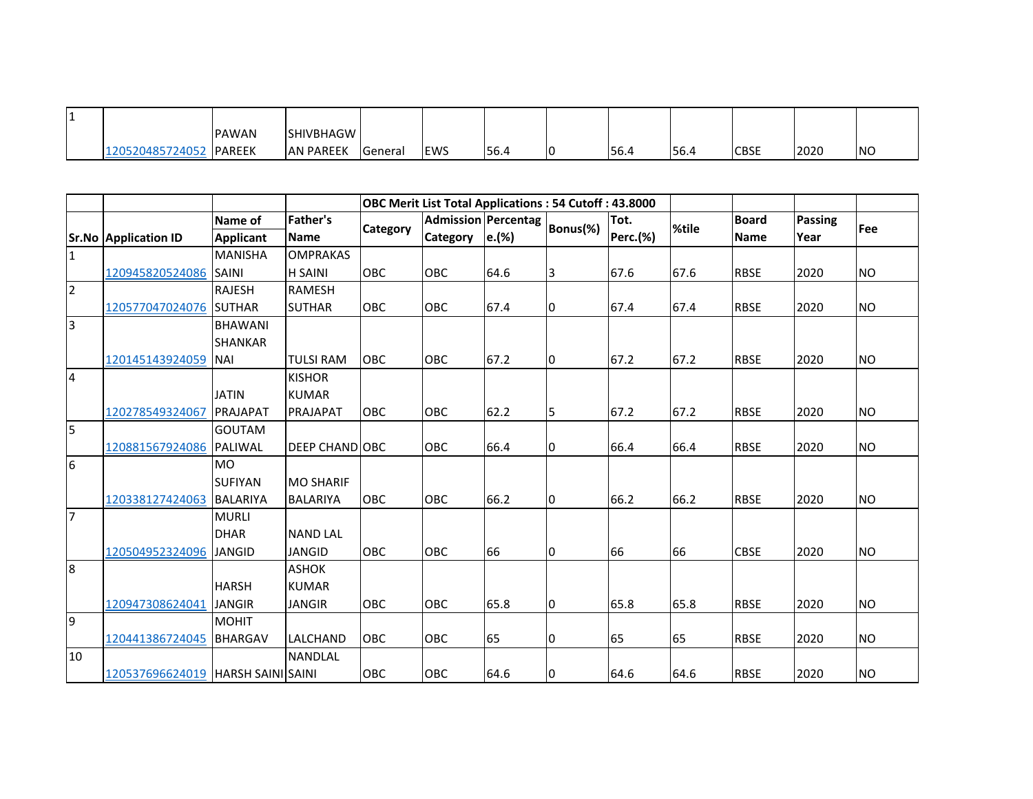| 1 | 120520485724052 | PAWAN PAREEK | SHIVBHAGWAN PAREEK | General | EWS | 56.4 | 0 | 56.4 | 56.4 | CBSE | 2020 | NO |
|---|---|---|---|---|---|---|---|---|---|---|---|---|

| | | | | OBC Merit List Total Applications : 54 Cutoff : 43.8000 | | | | | | | | |
|---|---|---|---|---|---|---|---|---|---|---|---|---|
| Sr.No | Application ID | Name of Applicant | Father's Name | Category | Admission Category | Percentage.(%) | Bonus(%) | Tot. Perc.(%) | %tile | Board Name | Passing Year | Fee |
| 1 | 120945820524086 | MANISHA SAINI | OMPRAKASH SAINI | OBC | OBC | 64.6 | 3 | 67.6 | 67.6 | RBSE | 2020 | NO |
| 2 | 120577047024076 | RAJESH SUTHAR | RAMESH SUTHAR | OBC | OBC | 67.4 | 0 | 67.4 | 67.4 | RBSE | 2020 | NO |
| 3 | 120145143924059 | BHAWANI SHANKAR NAI | TULSI RAM | OBC | OBC | 67.2 | 0 | 67.2 | 67.2 | RBSE | 2020 | NO |
| 4 | 120278549324067 | JATIN PRAJAPAT | KISHOR KUMAR PRAJAPAT | OBC | OBC | 62.2 | 5 | 67.2 | 67.2 | RBSE | 2020 | NO |
| 5 | 120881567924086 | GOUTAM PALIWAL | DEEP CHAND | OBC | OBC | 66.4 | 0 | 66.4 | 66.4 | RBSE | 2020 | NO |
| 6 | 120338127424063 | MO SUFIYAN BALARIYA | MO SHARIF BALARIYA | OBC | OBC | 66.2 | 0 | 66.2 | 66.2 | RBSE | 2020 | NO |
| 7 | 120504952324096 | MURLI DHAR JANGID | NAND LAL JANGID | OBC | OBC | 66 | 0 | 66 | 66 | CBSE | 2020 | NO |
| 8 | 120947308624041 | HARSH JANGIR | ASHOK KUMAR JANGIR | OBC | OBC | 65.8 | 0 | 65.8 | 65.8 | RBSE | 2020 | NO |
| 9 | 120441386724045 | MOHIT BHARGAV | LALCHAND | OBC | OBC | 65 | 0 | 65 | 65 | RBSE | 2020 | NO |
| 10 | 120537696624019 | HARSH SAINI | NANDLAL SAINI | OBC | OBC | 64.6 | 0 | 64.6 | 64.6 | RBSE | 2020 | NO |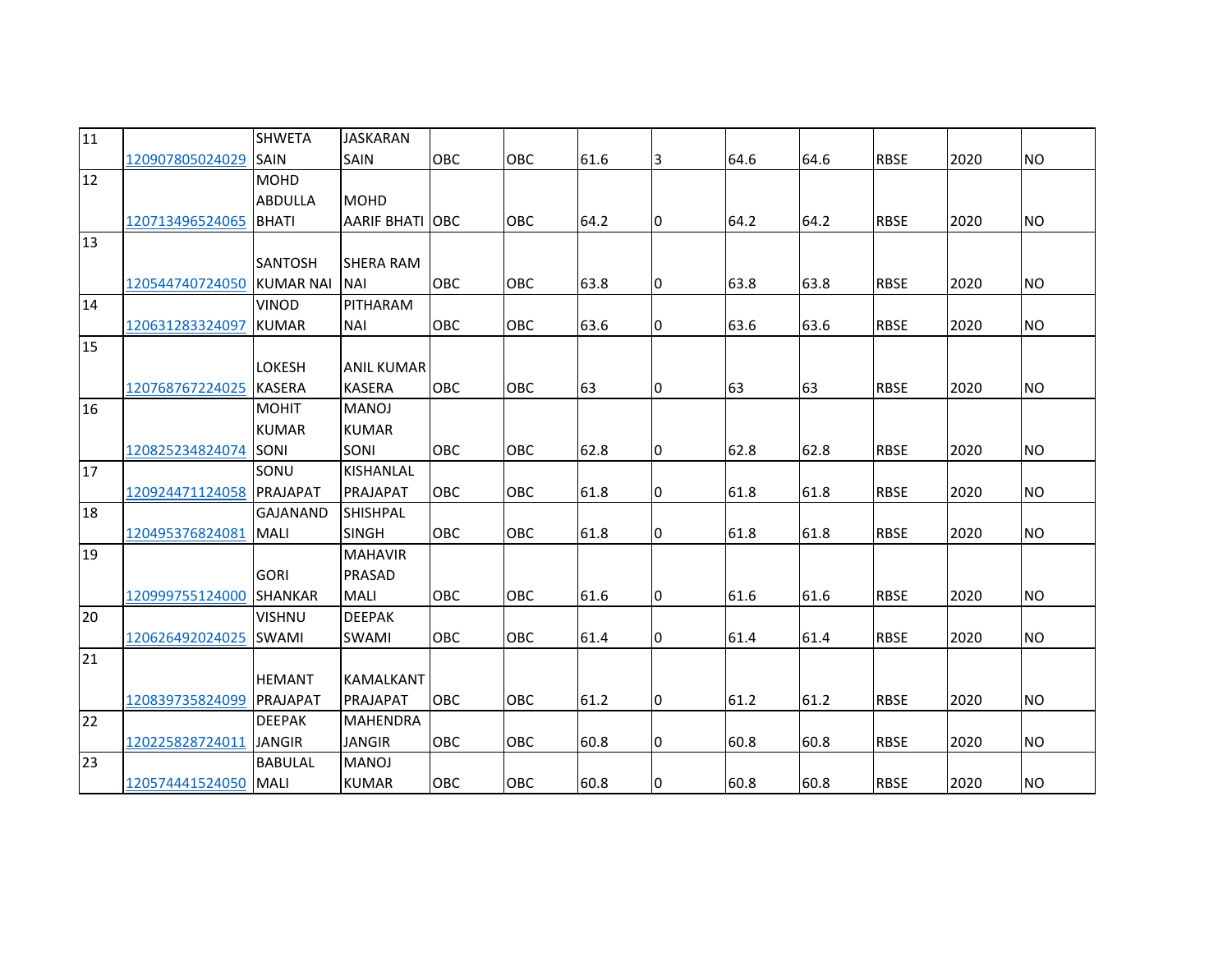| | | | | | | | | | | | | |
|---|---|---|---|---|---|---|---|---|---|---|---|---|
| 11 | 120907805024029 | SHWETA SAIN | JASKARAN SAIN | OBC | OBC | 61.6 | 3 | 64.6 | 64.6 | RBSE | 2020 | NO |
| 12 | 120713496524065 | MOHD ABDULLA BHATI | MOHD AARIF BHATI | OBC | OBC | 64.2 | 0 | 64.2 | 64.2 | RBSE | 2020 | NO |
| 13 | 120544740724050 | SANTOSH KUMAR NAI | SHERA RAM NAI | OBC | OBC | 63.8 | 0 | 63.8 | 63.8 | RBSE | 2020 | NO |
| 14 | 120631283324097 | VINOD KUMAR | PITHARAM NAI | OBC | OBC | 63.6 | 0 | 63.6 | 63.6 | RBSE | 2020 | NO |
| 15 | 120768767224025 | LOKESH KASERA | ANIL KUMAR KASERA | OBC | OBC | 63 | 0 | 63 | 63 | RBSE | 2020 | NO |
| 16 | 120825234824074 | MOHIT KUMAR SONI | MANOJ KUMAR SONI | OBC | OBC | 62.8 | 0 | 62.8 | 62.8 | RBSE | 2020 | NO |
| 17 | 120924471124058 | SONU PRAJAPAT | KISHANLAL PRAJAPAT | OBC | OBC | 61.8 | 0 | 61.8 | 61.8 | RBSE | 2020 | NO |
| 18 | 120495376824081 | GAJANAND MALI | SHISHPAL SINGH | OBC | OBC | 61.8 | 0 | 61.8 | 61.8 | RBSE | 2020 | NO |
| 19 | 120999755124000 | GORI SHANKAR | MAHAVIR PRASAD MALI | OBC | OBC | 61.6 | 0 | 61.6 | 61.6 | RBSE | 2020 | NO |
| 20 | 120626492024025 | VISHNU SWAMI | DEEPAK SWAMI | OBC | OBC | 61.4 | 0 | 61.4 | 61.4 | RBSE | 2020 | NO |
| 21 | 120839735824099 | HEMANT PRAJAPAT | KAMALKANT PRAJAPAT | OBC | OBC | 61.2 | 0 | 61.2 | 61.2 | RBSE | 2020 | NO |
| 22 | 120225828724011 | DEEPAK JANGIR | MAHENDRA JANGIR | OBC | OBC | 60.8 | 0 | 60.8 | 60.8 | RBSE | 2020 | NO |
| 23 | 120574441524050 | BABULAL MALI | MANOJ KUMAR | OBC | OBC | 60.8 | 0 | 60.8 | 60.8 | RBSE | 2020 | NO |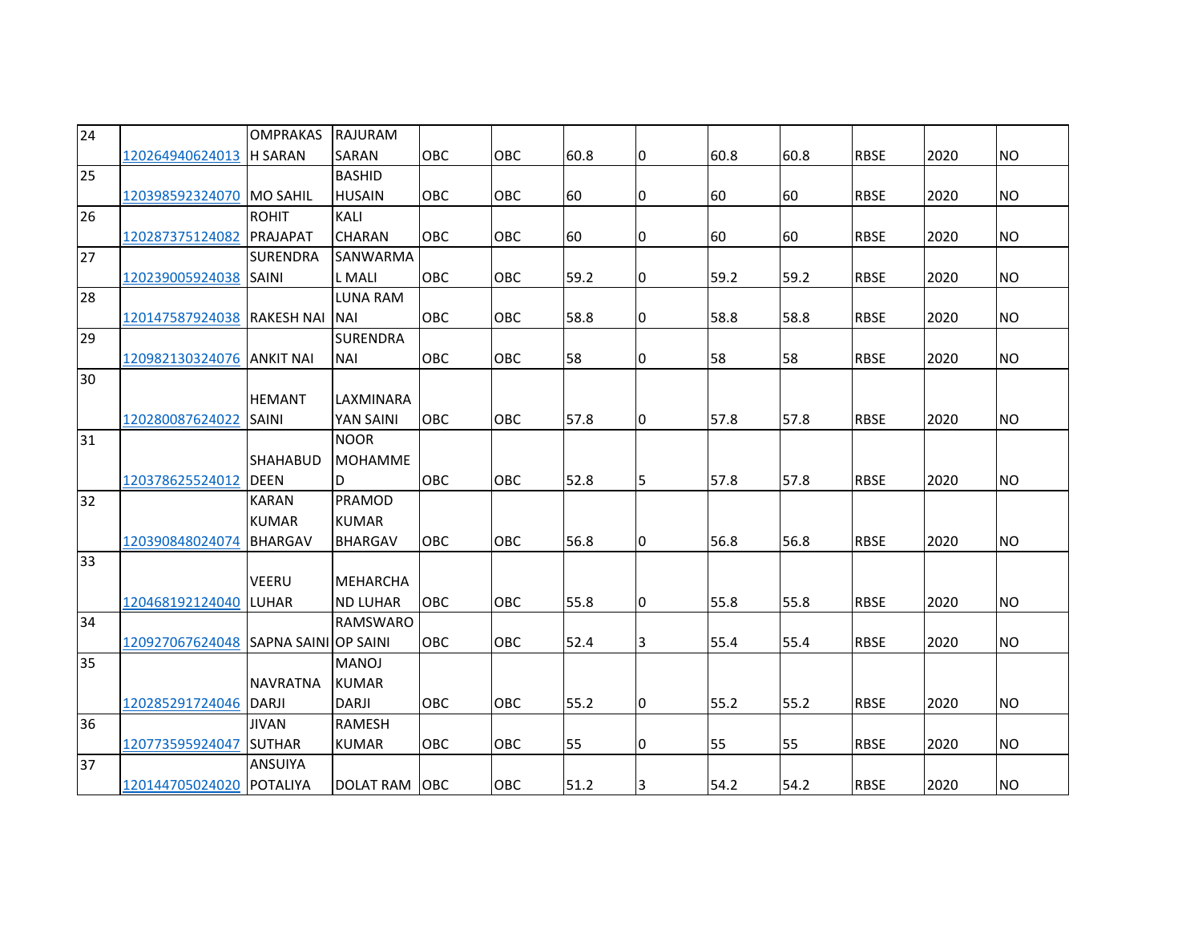| | | | | | | | | | | | | |
|---|---|---|---|---|---|---|---|---|---|---|---|---|
| 24 | 120264940624013 | OMPRAKASH SARAN | RAJURAM SARAN | OBC | OBC | 60.8 | 0 | 60.8 | 60.8 | RBSE | 2020 | NO |
| 25 | 120398592324070 | MO SAHIL | BASHID HUSAIN | OBC | OBC | 60 | 0 | 60 | 60 | RBSE | 2020 | NO |
| 26 | 120287375124082 | ROHIT PRAJAPAT | KALI CHARAN | OBC | OBC | 60 | 0 | 60 | 60 | RBSE | 2020 | NO |
| 27 | 120239005924038 | SURENDRA SAINI | SANWARMAL MALI | OBC | OBC | 59.2 | 0 | 59.2 | 59.2 | RBSE | 2020 | NO |
| 28 | 120147587924038 | RAKESH NAI | LUNA RAM NAI | OBC | OBC | 58.8 | 0 | 58.8 | 58.8 | RBSE | 2020 | NO |
| 29 | 120982130324076 | ANKIT NAI | SURENDRA NAI | OBC | OBC | 58 | 0 | 58 | 58 | RBSE | 2020 | NO |
| 30 | 120280087624022 | HEMANT SAINI | LAXMINARAYAN SAINI | OBC | OBC | 57.8 | 0 | 57.8 | 57.8 | RBSE | 2020 | NO |
| 31 | 120378625524012 | SHAHABUDDEEN | NOOR MOHAMMED | OBC | OBC | 52.8 | 5 | 57.8 | 57.8 | RBSE | 2020 | NO |
| 32 | 120390848024074 | KARAN KUMAR BHARGAV | PRAMOD KUMAR BHARGAV | OBC | OBC | 56.8 | 0 | 56.8 | 56.8 | RBSE | 2020 | NO |
| 33 | 120468192124040 | VEERU LUHAR | MEHARCHAND LUHAR | OBC | OBC | 55.8 | 0 | 55.8 | 55.8 | RBSE | 2020 | NO |
| 34 | 120927067624048 | SAPNA SAINI | RAMSWAROOP SAINI | OBC | OBC | 52.4 | 3 | 55.4 | 55.4 | RBSE | 2020 | NO |
| 35 | 120285291724046 | NAVRATNA DARJI | MANOJ KUMAR DARJI | OBC | OBC | 55.2 | 0 | 55.2 | 55.2 | RBSE | 2020 | NO |
| 36 | 120773595924047 | JIVAN SUTHAR | RAMESH KUMAR | OBC | OBC | 55 | 0 | 55 | 55 | RBSE | 2020 | NO |
| 37 | 120144705024020 | ANSUIYA POTALIYA | DOLAT RAM | OBC | OBC | 51.2 | 3 | 54.2 | 54.2 | RBSE | 2020 | NO |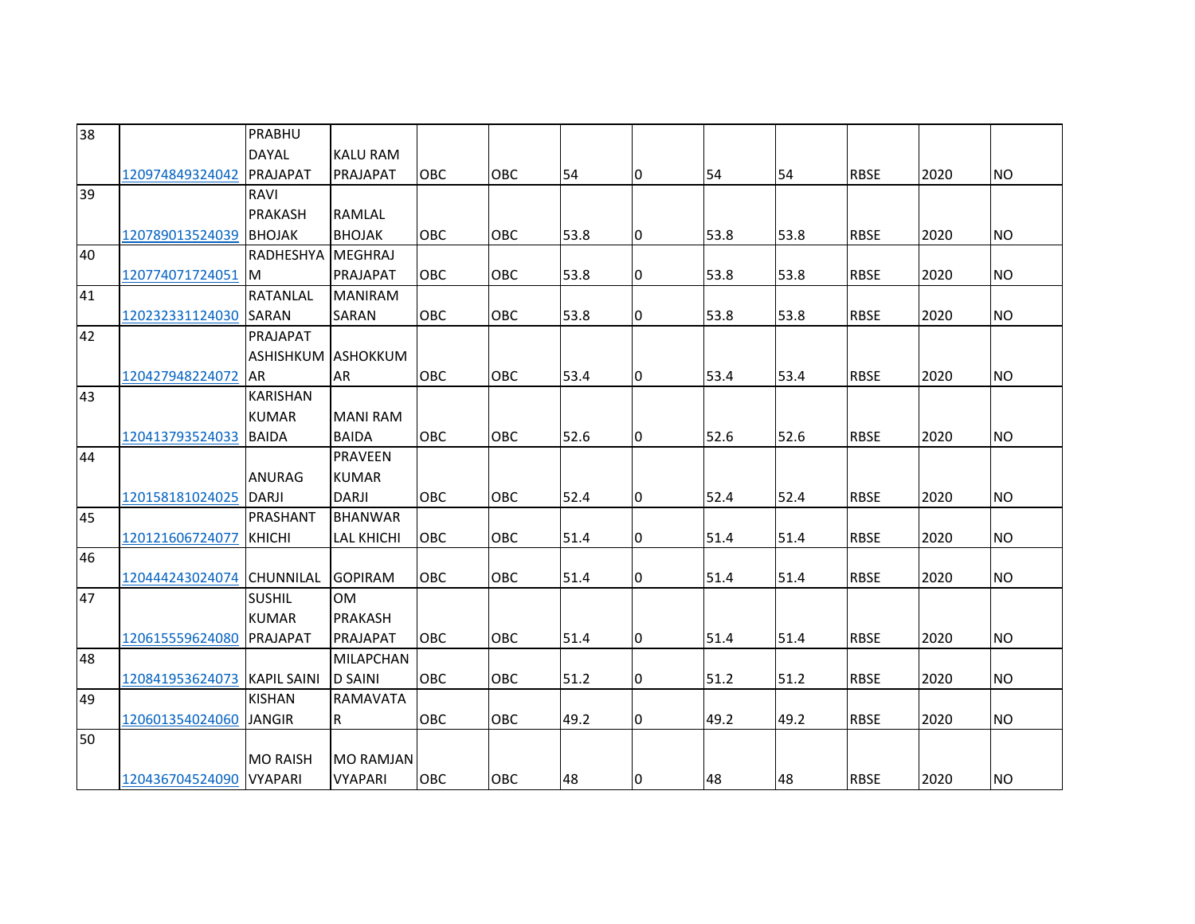| 38 | 120974849324042 | PRABHU DAYAL PRAJAPAT | KALU RAM PRAJAPAT | OBC | OBC | 54 | 0 | 54 | 54 | RBSE | 2020 | NO |
|---|---|---|---|---|---|---|---|---|---|---|---|---|
| 39 | 120789013524039 | RAVI PRAKASH BHOJAK | RAMLAL BHOJAK | OBC | OBC | 53.8 | 0 | 53.8 | 53.8 | RBSE | 2020 | NO |
| 40 | 120774071724051 | RADHESHYAM | MEGHRAJ PRAJAPAT | OBC | OBC | 53.8 | 0 | 53.8 | 53.8 | RBSE | 2020 | NO |
| 41 | 120232331124030 | RATANLAL SARAN | MANIRAM SARAN | OBC | OBC | 53.8 | 0 | 53.8 | 53.8 | RBSE | 2020 | NO |
| 42 | 120427948224072 | PRAJAPAT ASHISHKUMAR | ASHOKKUMAR | OBC | OBC | 53.4 | 0 | 53.4 | 53.4 | RBSE | 2020 | NO |
| 43 | 120413793524033 | KARISHAN KUMAR BAIDA | MANI RAM BAIDA | OBC | OBC | 52.6 | 0 | 52.6 | 52.6 | RBSE | 2020 | NO |
| 44 | 120158181024025 | ANURAG DARJI | PRAVEEN KUMAR DARJI | OBC | OBC | 52.4 | 0 | 52.4 | 52.4 | RBSE | 2020 | NO |
| 45 | 120121606724077 | PRASHANT KHICHI | BHANWAR LAL KHICHI | OBC | OBC | 51.4 | 0 | 51.4 | 51.4 | RBSE | 2020 | NO |
| 46 | 120444243024074 | CHUNNILAL | GOPIRAM | OBC | OBC | 51.4 | 0 | 51.4 | 51.4 | RBSE | 2020 | NO |
| 47 | 120615559624080 | SUSHIL KUMAR PRAJAPAT | OM PRAKASH PRAJAPAT | OBC | OBC | 51.4 | 0 | 51.4 | 51.4 | RBSE | 2020 | NO |
| 48 | 120841953624073 | KAPIL SAINI | MILAPCHAND SAINI | OBC | OBC | 51.2 | 0 | 51.2 | 51.2 | RBSE | 2020 | NO |
| 49 | 120601354024060 | KISHAN JANGIR | RAMAVATAR | OBC | OBC | 49.2 | 0 | 49.2 | 49.2 | RBSE | 2020 | NO |
| 50 | 120436704524090 | MO RAISH VYAPARI | MO RAMJAN VYAPARI | OBC | OBC | 48 | 0 | 48 | 48 | RBSE | 2020 | NO |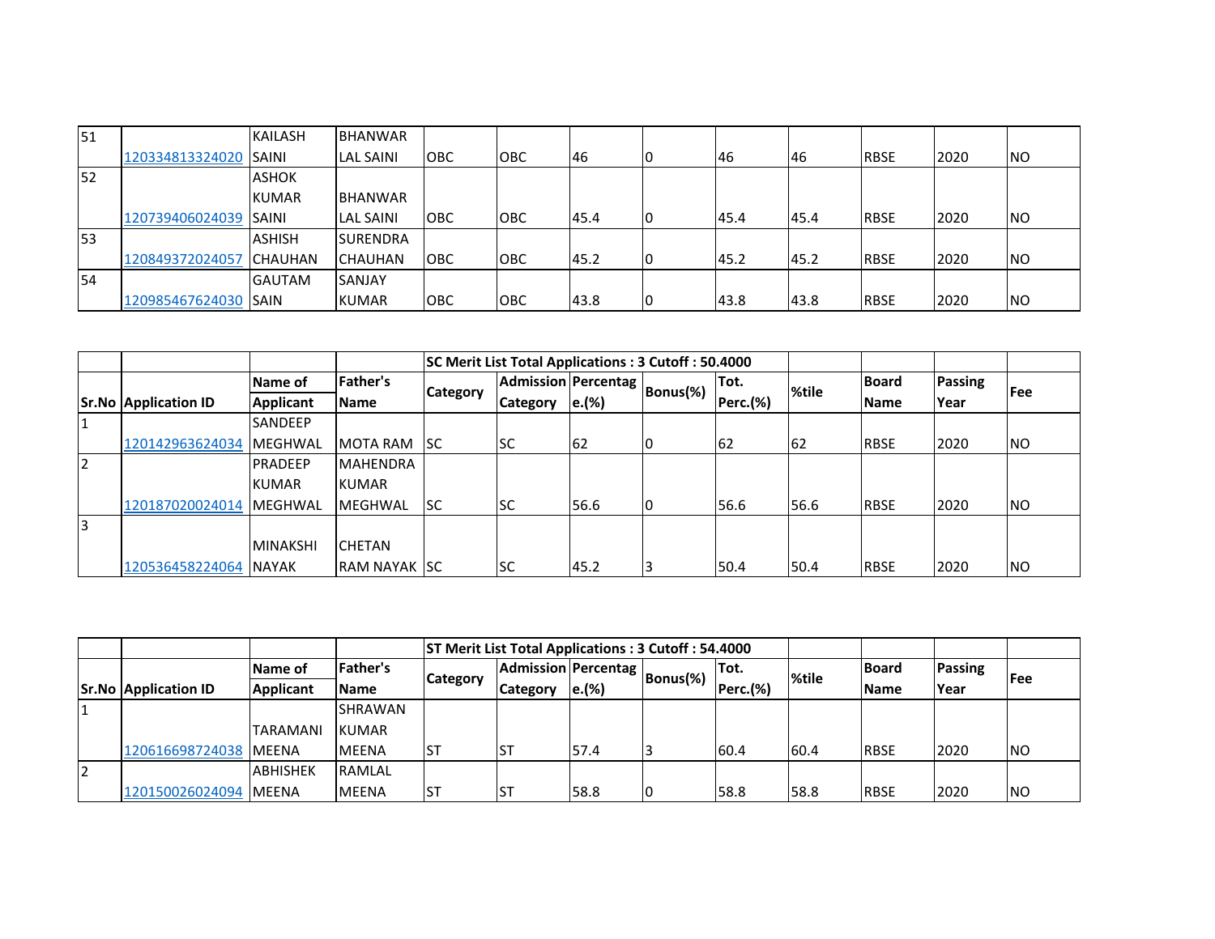| Sr.No | Application ID | Name of Applicant | Father's Name | Category | Admission Category | Percentage.(%) | Bonus(%) | Tot. Perc.(%) | %tile | Board Name | Passing Year | Fee |
|---|---|---|---|---|---|---|---|---|---|---|---|---|
| 51 | 120334813324020 | KAILASH SAINI | BHANWAR LAL SAINI | OBC | OBC | 46 | 0 | 46 | 46 | RBSE | 2020 | NO |
| 52 | 120739406024039 | ASHOK KUMAR SAINI | BHANWAR LAL SAINI | OBC | OBC | 45.4 | 0 | 45.4 | 45.4 | RBSE | 2020 | NO |
| 53 | 120849372024057 | ASHISH CHAUHAN | SURENDRA CHAUHAN | OBC | OBC | 45.2 | 0 | 45.2 | 45.2 | RBSE | 2020 | NO |
| 54 | 120985467624030 | GAUTAM SAIN | SANJAY KUMAR | OBC | OBC | 43.8 | 0 | 43.8 | 43.8 | RBSE | 2020 | NO |

| | | | | SC Merit List Total Applications : 3 Cutoff : 50.4000 | | | | | | | | |
|---|---|---|---|---|---|---|---|---|---|---|---|---|
| **Sr.No** | **Application ID** | **Name of Applicant** | **Father's Name** | **Category** | **Admission Category** | **Percentage.(%)** | **Bonus(%)** | **Tot. Perc.(%)** | **%tile** | **Board Name** | **Passing Year** | **Fee** |
| 1 | 120142963624034 | SANDEEP MEGHWAL | MOTA RAM | SC | SC | 62 | 0 | 62 | 62 | RBSE | 2020 | NO |
| 2 | 120187020024014 | PRADEEP KUMAR MEGHWAL | MAHENDRA KUMAR MEGHWAL | SC | SC | 56.6 | 0 | 56.6 | 56.6 | RBSE | 2020 | NO |
| 3 | 120536458224064 | MINAKSHI NAYAK | CHETAN RAM NAYAK | SC | SC | 45.2 | 3 | 50.4 | 50.4 | RBSE | 2020 | NO |

| | | | | ST Merit List Total Applications : 3 Cutoff : 54.4000 | | | | | | | | |
|---|---|---|---|---|---|---|---|---|---|---|---|---|
| **Sr.No** | **Application ID** | **Name of Applicant** | **Father's Name** | **Category** | **Admission Category** | **Percentage.(%)** | **Bonus(%)** | **Tot. Perc.(%)** | **%tile** | **Board Name** | **Passing Year** | **Fee** |
| 1 | 120616698724038 | TARAMANI MEENA | SHRAWAN KUMAR MEENA | ST | ST | 57.4 | 3 | 60.4 | 60.4 | RBSE | 2020 | NO |
| 2 | 120150026024094 | ABHISHEK MEENA | RAMLAL MEENA | ST | ST | 58.8 | 0 | 58.8 | 58.8 | RBSE | 2020 | NO |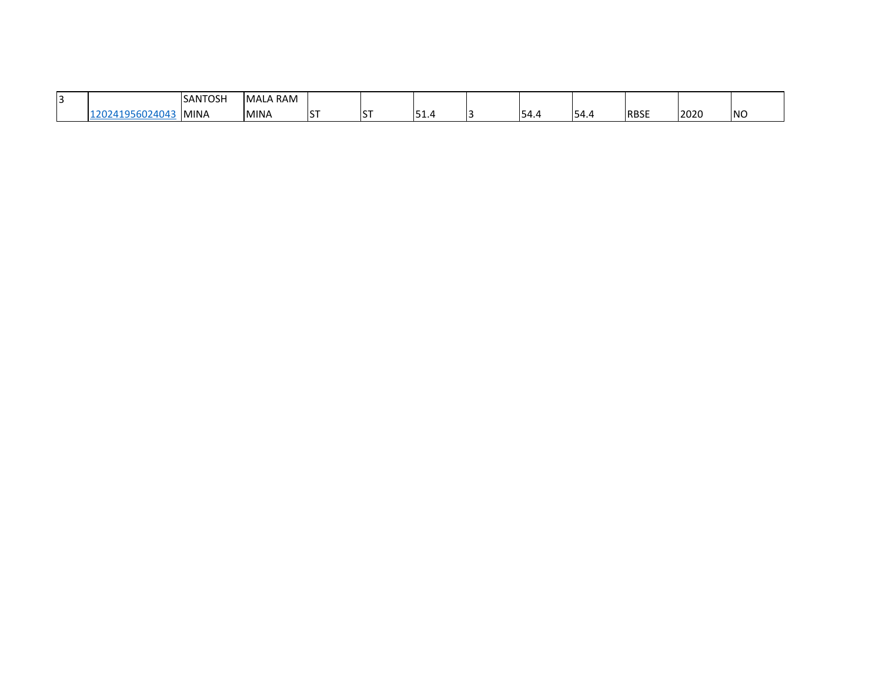| | | | | | | | | | | | | |
|---|---|---|---|---|---|---|---|---|---|---|---|---|
| 3 | 120241956024043 | SANTOSH MINA | MALA RAM MINA | ST | ST | 51.4 | 3 | 54.4 | 54.4 | RBSE | 2020 | NO |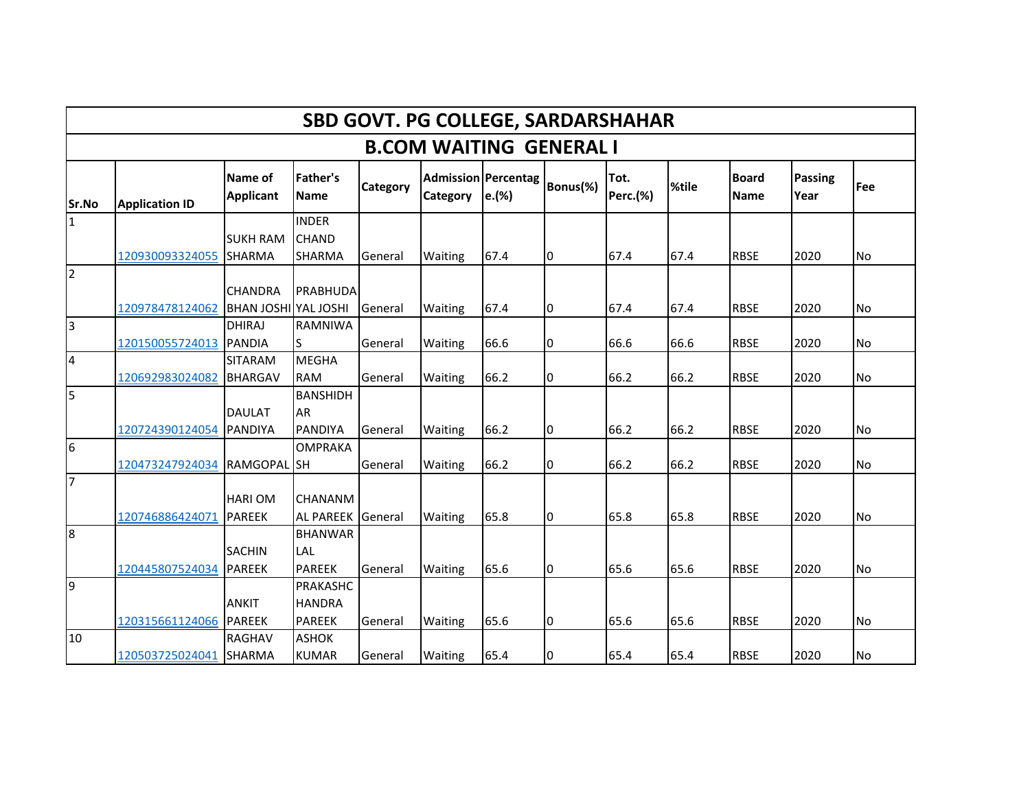# SBD GOVT. PG COLLEGE, SARDARSHAHAR

## B.COM WAITING GENERAL I

| Sr.No | Application ID | Name of Applicant | Father's Name | Category | Admission Category | Percentage.(%) | Bonus(%) | Tot. Perc.(%) | %tile | Board Name | Passing Year | Fee |
|---|---|---|---|---|---|---|---|---|---|---|---|---|
| 1 | 120930093324055 | SUKH RAM SHARMA | INDER CHAND SHARMA | General | Waiting | 67.4 | 0 | 67.4 | 67.4 | RBSE | 2020 | No |
| 2 | 120978478124062 | CHANDRA BHAN JOSHI | PRABHUDAYAL JOSHI | General | Waiting | 67.4 | 0 | 67.4 | 67.4 | RBSE | 2020 | No |
| 3 | 120150055724013 | DHIRAJ PANDIA | RAMNIWAS | General | Waiting | 66.6 | 0 | 66.6 | 66.6 | RBSE | 2020 | No |
| 4 | 120692983024082 | SITARAM BHARGAV | MEGHA RAM | General | Waiting | 66.2 | 0 | 66.2 | 66.2 | RBSE | 2020 | No |
| 5 | 120724390124054 | DAULAT PANDIYA | BANSHIDHAR PANDIYA | General | Waiting | 66.2 | 0 | 66.2 | 66.2 | RBSE | 2020 | No |
| 6 | 120473247924034 | RAMGOPAL | OMPRAKASH | General | Waiting | 66.2 | 0 | 66.2 | 66.2 | RBSE | 2020 | No |
| 7 | 120746886424071 | HARI OM PAREEK | CHANANMAL PAREEK | General | Waiting | 65.8 | 0 | 65.8 | 65.8 | RBSE | 2020 | No |
| 8 | 120445807524034 | SACHIN PAREEK | BHANWAR LAL PAREEK | General | Waiting | 65.6 | 0 | 65.6 | 65.6 | RBSE | 2020 | No |
| 9 | 120315661124066 | ANKIT PAREEK | PRAKASHCHANDRA PAREEK | General | Waiting | 65.6 | 0 | 65.6 | 65.6 | RBSE | 2020 | No |
| 10 | 120503725024041 | RAGHAV SHARMA | ASHOK KUMAR | General | Waiting | 65.4 | 0 | 65.4 | 65.4 | RBSE | 2020 | No |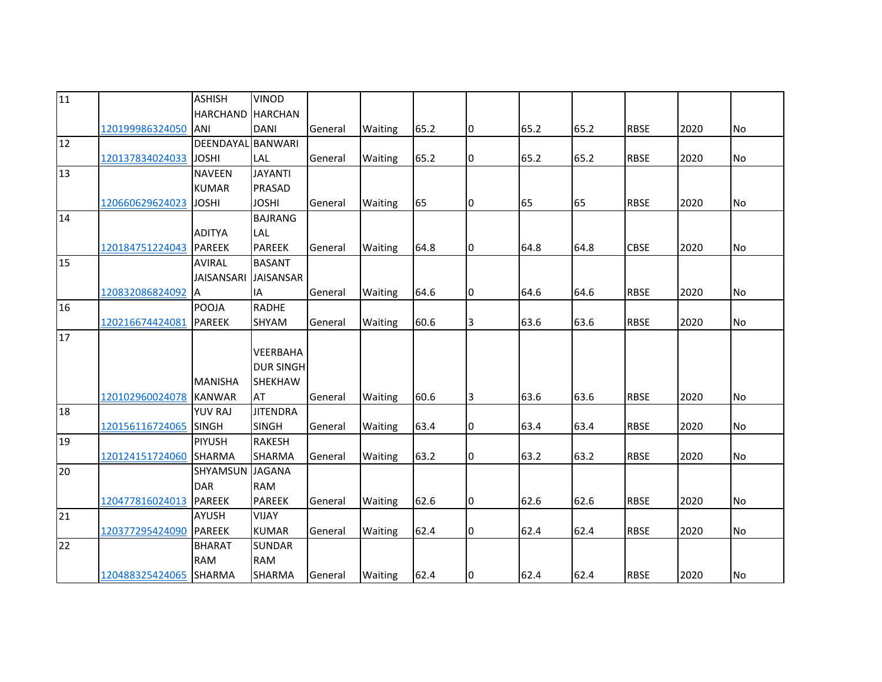| 11 | 120199986324050 | ASHISH HARCHANDANI | VINOD HARCHANDANI | General | Waiting | 65.2 | 0 | 65.2 | 65.2 | RBSE | 2020 | No |
|---|---|---|---|---|---|---|---|---|---|---|---|---|
| 12 | 120137834024033 | DEENDAYAL JOSHI | BANWARI LAL | General | Waiting | 65.2 | 0 | 65.2 | 65.2 | RBSE | 2020 | No |
| 13 | 120660629624023 | NAVEEN KUMAR JOSHI | JAYANTI PRASAD JOSHI | General | Waiting | 65 | 0 | 65 | 65 | RBSE | 2020 | No |
| 14 | 120184751224043 | ADITYA PAREEK | BAJRANG LAL PAREEK | General | Waiting | 64.8 | 0 | 64.8 | 64.8 | CBSE | 2020 | No |
| 15 | 120832086824092 | AVIRAL JAISANSARIA | BASANT JAISANSARIA | General | Waiting | 64.6 | 0 | 64.6 | 64.6 | RBSE | 2020 | No |
| 16 | 120216674424081 | POOJA PAREEK | RADHE SHYAM | General | Waiting | 60.6 | 3 | 63.6 | 63.6 | RBSE | 2020 | No |
| 17 | 120102960024078 | MANISHA KANWAR | VEERBAHADUR SINGH SHEKHAWAT | General | Waiting | 60.6 | 3 | 63.6 | 63.6 | RBSE | 2020 | No |
| 18 | 120156116724065 | YUV RAJ SINGH | JITENDRA SINGH | General | Waiting | 63.4 | 0 | 63.4 | 63.4 | RBSE | 2020 | No |
| 19 | 120124151724060 | PIYUSH SHARMA | RAKESH SHARMA | General | Waiting | 63.2 | 0 | 63.2 | 63.2 | RBSE | 2020 | No |
| 20 | 120477816024013 | SHYAMSUNDAR PAREEK | JAGANA RAM PAREEK | General | Waiting | 62.6 | 0 | 62.6 | 62.6 | RBSE | 2020 | No |
| 21 | 120377295424090 | AYUSH PAREEK | VIJAY KUMAR | General | Waiting | 62.4 | 0 | 62.4 | 62.4 | RBSE | 2020 | No |
| 22 | 120488325424065 | BHARAT RAM SHARMA | SUNDAR RAM SHARMA | General | Waiting | 62.4 | 0 | 62.4 | 62.4 | RBSE | 2020 | No |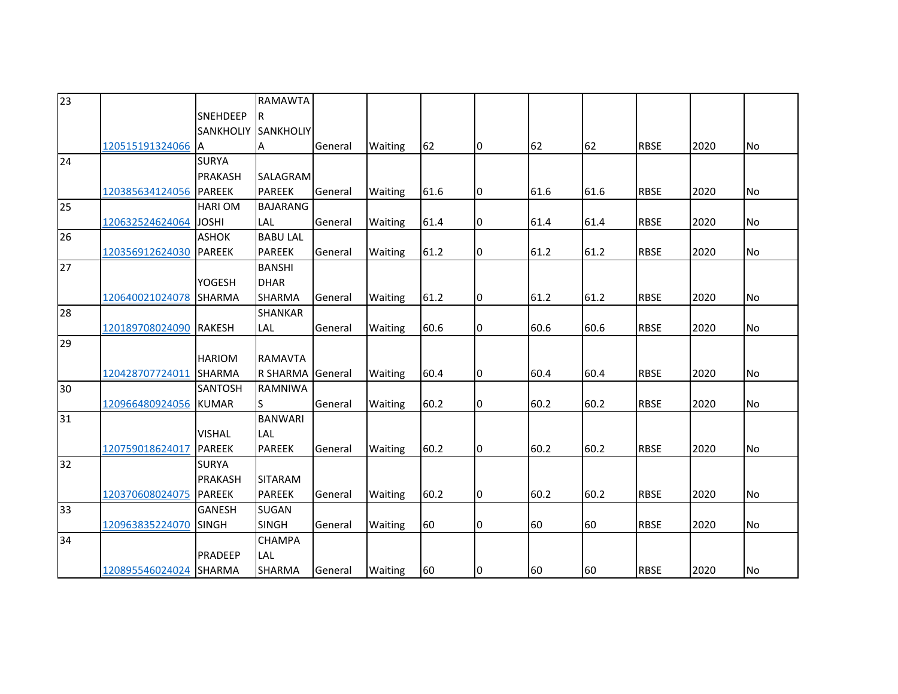| | | | | | | | | | | | | |
|---|---|---|---|---|---|---|---|---|---|---|---|---|
| 23 | 120515191324066 | SNEHDEEP SANKHOLIYA | RAMAWTAR SANKHOLIYA | General | Waiting | 62 | 0 | 62 | 62 | RBSE | 2020 | No |
| 24 | 120385634124056 | SURYA PRAKASH PAREEK | SALAGRAM PAREEK | General | Waiting | 61.6 | 0 | 61.6 | 61.6 | RBSE | 2020 | No |
| 25 | 120632524624064 | HARI OM JOSHI | BAJARANG LAL | General | Waiting | 61.4 | 0 | 61.4 | 61.4 | RBSE | 2020 | No |
| 26 | 120356912624030 | ASHOK PAREEK | BABU LAL PAREEK | General | Waiting | 61.2 | 0 | 61.2 | 61.2 | RBSE | 2020 | No |
| 27 | 120640021024078 | YOGESH SHARMA | BANSHI DHAR SHARMA | General | Waiting | 61.2 | 0 | 61.2 | 61.2 | RBSE | 2020 | No |
| 28 | 120189708024090 | RAKESH | SHANKAR LAL | General | Waiting | 60.6 | 0 | 60.6 | 60.6 | RBSE | 2020 | No |
| 29 | 120428707724011 | HARIOM SHARMA | RAMAVTAR SHARMA | General | Waiting | 60.4 | 0 | 60.4 | 60.4 | RBSE | 2020 | No |
| 30 | 120966480924056 | SANTOSH KUMAR | RAMNIWAS | General | Waiting | 60.2 | 0 | 60.2 | 60.2 | RBSE | 2020 | No |
| 31 | 120759018624017 | VISHAL PAREEK | BANWARI LAL PAREEK | General | Waiting | 60.2 | 0 | 60.2 | 60.2 | RBSE | 2020 | No |
| 32 | 120370608024075 | SURYA PRAKASH PAREEK | SITARAM PAREEK | General | Waiting | 60.2 | 0 | 60.2 | 60.2 | RBSE | 2020 | No |
| 33 | 120963835224070 | GANESH SINGH | SUGAN SINGH | General | Waiting | 60 | 0 | 60 | 60 | RBSE | 2020 | No |
| 34 | 120895546024024 | PRADEEP SHARMA | CHAMPA LAL SHARMA | General | Waiting | 60 | 0 | 60 | 60 | RBSE | 2020 | No |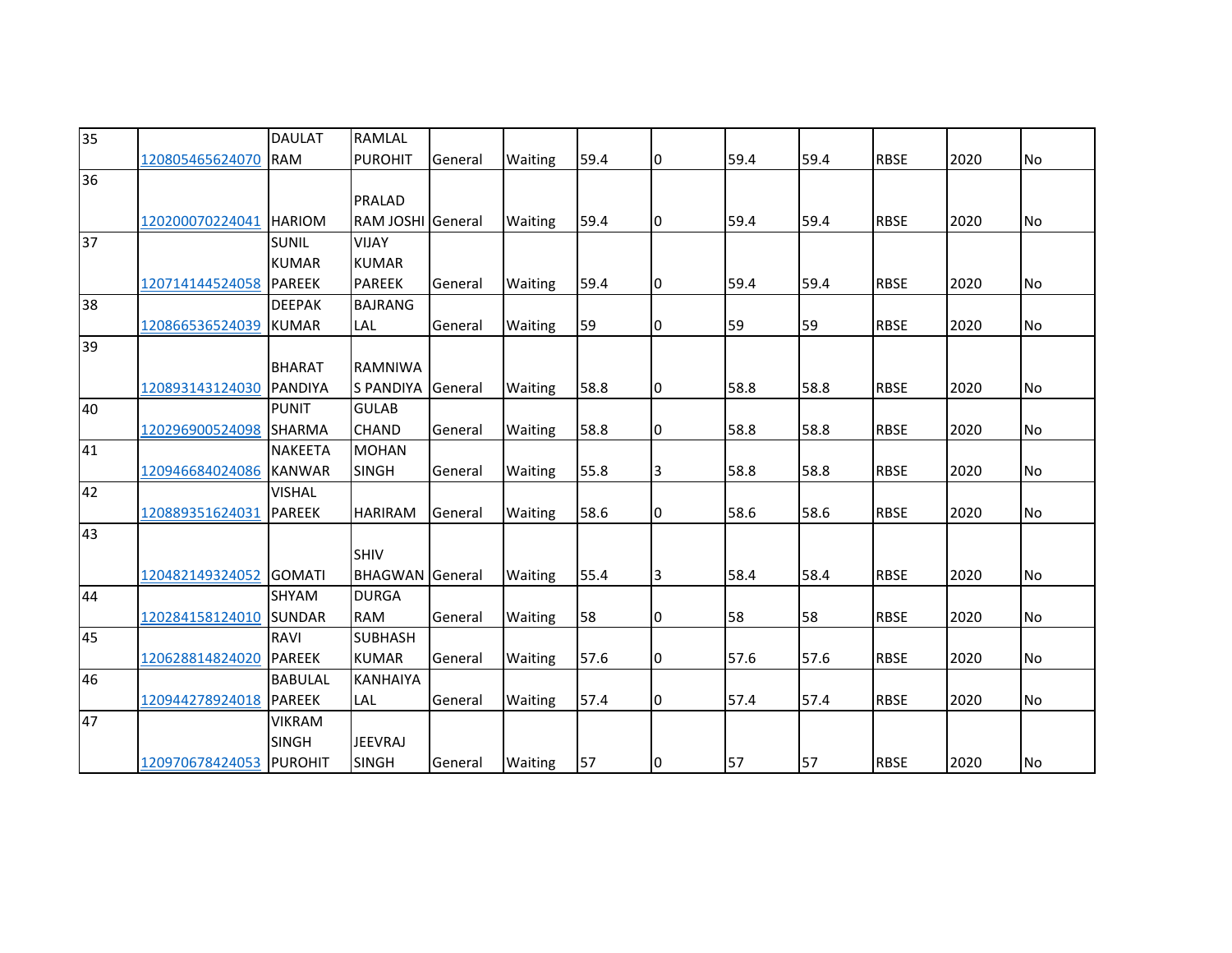| 35 | 120805465624070 | DAULAT RAM | RAMLAL PUROHIT | General | Waiting | 59.4 | 0 | 59.4 | 59.4 | RBSE | 2020 | No |
|---|---|---|---|---|---|---|---|---|---|---|---|---|
| 36 | 120200070224041 | HARIOM | PRALAD RAM JOSHI | General | Waiting | 59.4 | 0 | 59.4 | 59.4 | RBSE | 2020 | No |
| 37 | 120714144524058 | SUNIL KUMAR PAREEK | VIJAY KUMAR PAREEK | General | Waiting | 59.4 | 0 | 59.4 | 59.4 | RBSE | 2020 | No |
| 38 | 120866536524039 | DEEPAK KUMAR | BAJRANG LAL | General | Waiting | 59 | 0 | 59 | 59 | RBSE | 2020 | No |
| 39 | 120893143124030 | BHARAT PANDIYA | RAMNIWAS PANDIYA | General | Waiting | 58.8 | 0 | 58.8 | 58.8 | RBSE | 2020 | No |
| 40 | 120296900524098 | PUNIT SHARMA | GULAB CHAND | General | Waiting | 58.8 | 0 | 58.8 | 58.8 | RBSE | 2020 | No |
| 41 | 120946684024086 | NAKEETA KANWAR | MOHAN SINGH | General | Waiting | 55.8 | 3 | 58.8 | 58.8 | RBSE | 2020 | No |
| 42 | 120889351624031 | VISHAL PAREEK | HARIRAM | General | Waiting | 58.6 | 0 | 58.6 | 58.6 | RBSE | 2020 | No |
| 43 | 120482149324052 | GOMATI | SHIV BHAGWAN | General | Waiting | 55.4 | 3 | 58.4 | 58.4 | RBSE | 2020 | No |
| 44 | 120284158124010 | SHYAM SUNDAR | DURGA RAM | General | Waiting | 58 | 0 | 58 | 58 | RBSE | 2020 | No |
| 45 | 120628814824020 | RAVI PAREEK | SUBHASH KUMAR | General | Waiting | 57.6 | 0 | 57.6 | 57.6 | RBSE | 2020 | No |
| 46 | 120944278924018 | BABULAL PAREEK | KANHAIYA LAL | General | Waiting | 57.4 | 0 | 57.4 | 57.4 | RBSE | 2020 | No |
| 47 | 120970678424053 | VIKRAM SINGH PUROHIT | JEEVRAJ SINGH | General | Waiting | 57 | 0 | 57 | 57 | RBSE | 2020 | No |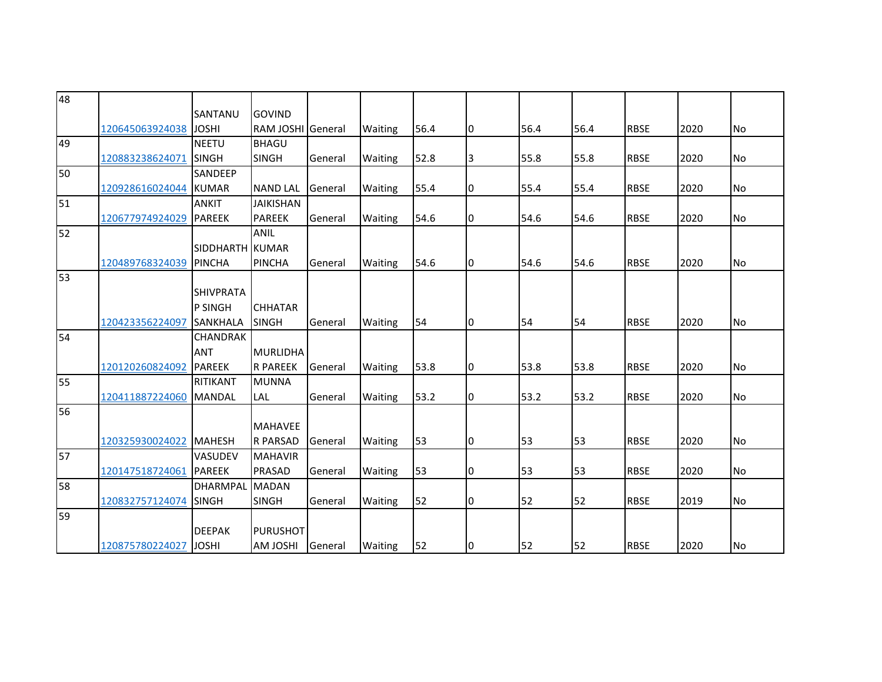| | | | | | | | | | | | | |
|---|---|---|---|---|---|---|---|---|---|---|---|---|
| 48 | 120645063924038 | SANTANU JOSHI | GOVIND RAM JOSHI | General | Waiting | 56.4 | 0 | 56.4 | 56.4 | RBSE | 2020 | No |
| 49 | 120883238624071 | NEETU SINGH | BHAGU SINGH | General | Waiting | 52.8 | 3 | 55.8 | 55.8 | RBSE | 2020 | No |
| 50 | 120928616024044 | SANDEEP KUMAR | NAND LAL | General | Waiting | 55.4 | 0 | 55.4 | 55.4 | RBSE | 2020 | No |
| 51 | 120677974924029 | ANKIT PAREEK | JAIKISHAN PAREEK | General | Waiting | 54.6 | 0 | 54.6 | 54.6 | RBSE | 2020 | No |
| 52 | 120489768324039 | SIDDHARTH PINCHA | ANIL KUMAR PINCHA | General | Waiting | 54.6 | 0 | 54.6 | 54.6 | RBSE | 2020 | No |
| 53 | 120423356224097 | SHIVPRATAP SINGH SANKHALA | CHHATAR SINGH | General | Waiting | 54 | 0 | 54 | 54 | RBSE | 2020 | No |
| 54 | 120120260824092 | CHANDRAKANT PAREEK | MURLIDHAR PAREEK | General | Waiting | 53.8 | 0 | 53.8 | 53.8 | RBSE | 2020 | No |
| 55 | 120411887224060 | RITIKANT MANDAL | MUNNA LAL | General | Waiting | 53.2 | 0 | 53.2 | 53.2 | RBSE | 2020 | No |
| 56 | 120325930024022 | MAHESH | MAHAVEER PARSAD | General | Waiting | 53 | 0 | 53 | 53 | RBSE | 2020 | No |
| 57 | 120147518724061 | VASUDEV PAREEK | MAHAVIR PRASAD | General | Waiting | 53 | 0 | 53 | 53 | RBSE | 2020 | No |
| 58 | 120832757124074 | DHARMPAL SINGH | MADAN SINGH | General | Waiting | 52 | 0 | 52 | 52 | RBSE | 2019 | No |
| 59 | 120875780224027 | DEEPAK JOSHI | PURUSHOTAM JOSHI | General | Waiting | 52 | 0 | 52 | 52 | RBSE | 2020 | No |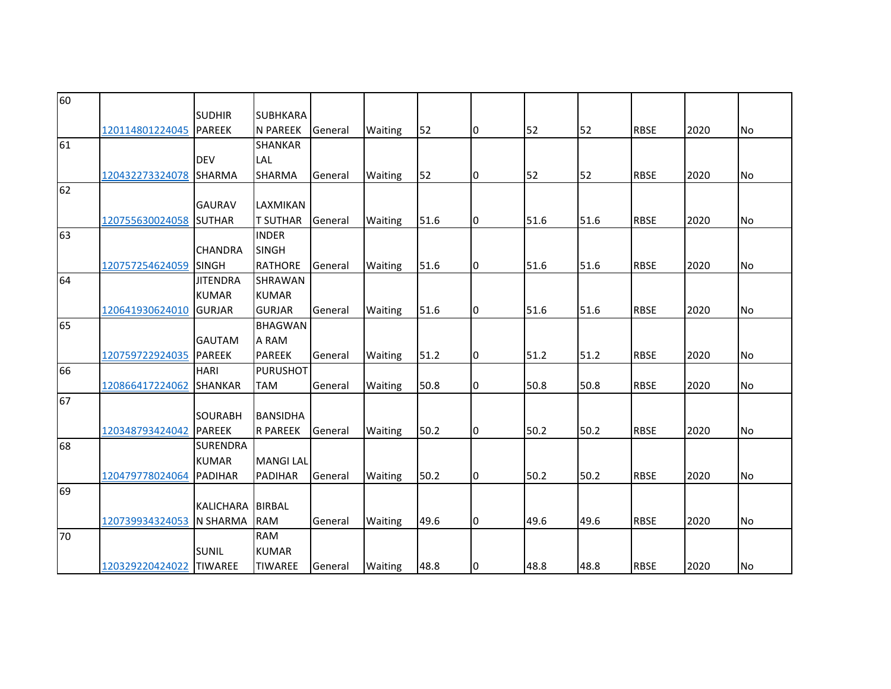| | | | | | | | | | | | | |
|---|---|---|---|---|---|---|---|---|---|---|---|---|
| 60 | 120114801224045 | SUDHIR PAREEK | SUBHKARAN PAREEK | General | Waiting | 52 | 0 | 52 | 52 | RBSE | 2020 | No |
| 61 | 120432273324078 | DEV SHARMA | SHANKAR LAL SHARMA | General | Waiting | 52 | 0 | 52 | 52 | RBSE | 2020 | No |
| 62 | 120755630024058 | GAURAV SUTHAR | LAXMIKANT SUTHAR | General | Waiting | 51.6 | 0 | 51.6 | 51.6 | RBSE | 2020 | No |
| 63 | 120757254624059 | CHANDRA SINGH | INDER SINGH RATHORE | General | Waiting | 51.6 | 0 | 51.6 | 51.6 | RBSE | 2020 | No |
| 64 | 120641930624010 | JITENDRA KUMAR GURJAR | SHRAWAN KUMAR GURJAR | General | Waiting | 51.6 | 0 | 51.6 | 51.6 | RBSE | 2020 | No |
| 65 | 120759722924035 | GAUTAM PAREEK | BHAGWANA RAM PAREEK | General | Waiting | 51.2 | 0 | 51.2 | 51.2 | RBSE | 2020 | No |
| 66 | 120866417224062 | HARI SHANKAR | PURUSHOTTAM | General | Waiting | 50.8 | 0 | 50.8 | 50.8 | RBSE | 2020 | No |
| 67 | 120348793424042 | SOURABH PAREEK | BANSIDHAR PAREEK | General | Waiting | 50.2 | 0 | 50.2 | 50.2 | RBSE | 2020 | No |
| 68 | 120479778024064 | SURENDRA KUMAR PADIHAR | MANGI LAL PADIHAR | General | Waiting | 50.2 | 0 | 50.2 | 50.2 | RBSE | 2020 | No |
| 69 | 120739934324053 | KALICHARAN SHARMA | BIRBAL RAM | General | Waiting | 49.6 | 0 | 49.6 | 49.6 | RBSE | 2020 | No |
| 70 | 120329220424022 | SUNIL TIWAREE | RAM KUMAR TIWAREE | General | Waiting | 48.8 | 0 | 48.8 | 48.8 | RBSE | 2020 | No |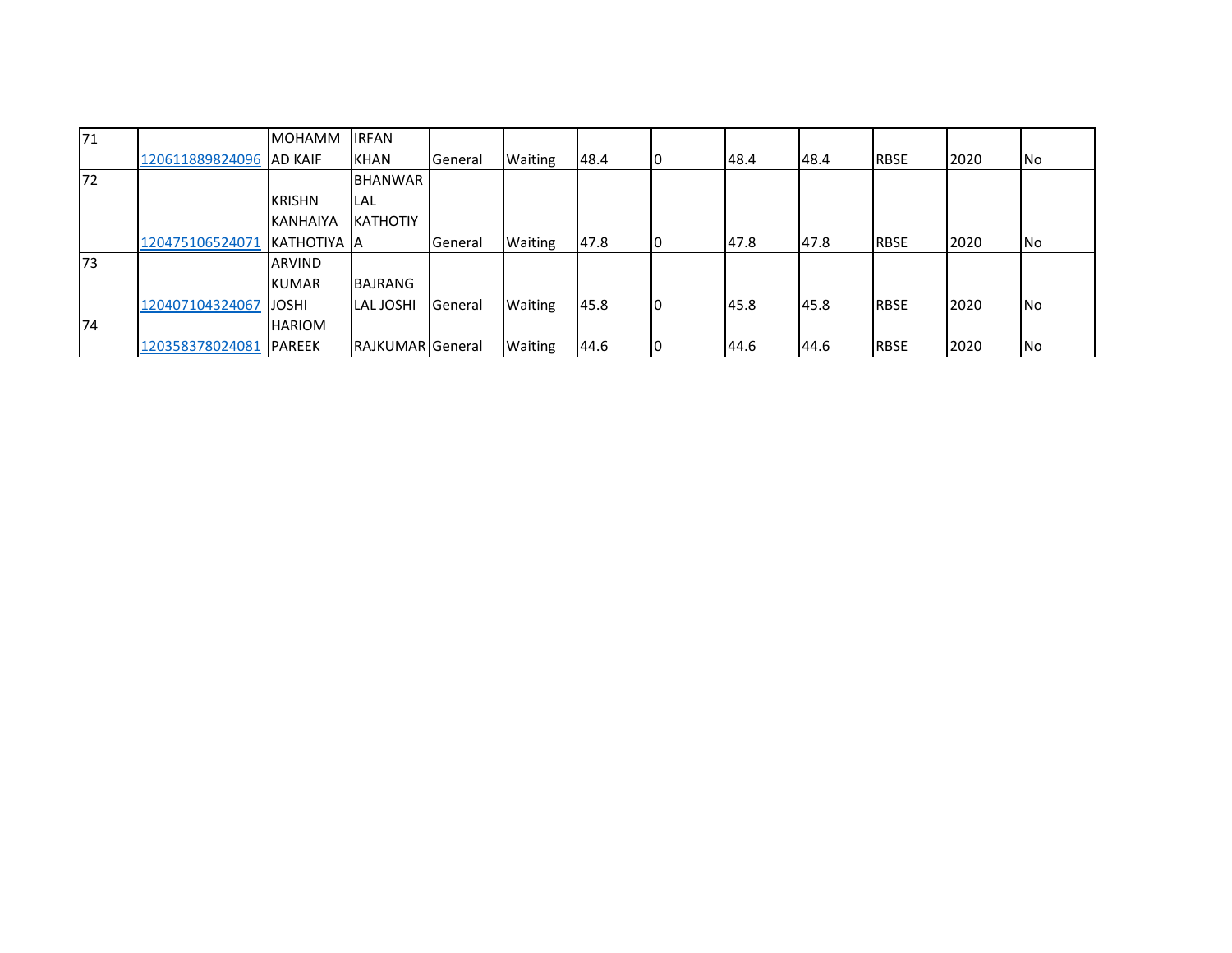| | | | | | | | | | | | | |
|---|---|---|---|---|---|---|---|---|---|---|---|---|
| 71 | 120611889824096 | MOHAMMAD KAIF | IRFAN KHAN | General | Waiting | 48.4 | 0 | 48.4 | 48.4 | RBSE | 2020 | No |
| 72 | 120475106524071 | KRISHN KANHAIYA KATHOTIYA | BHANWAR LAL KATHOTIYA | General | Waiting | 47.8 | 0 | 47.8 | 47.8 | RBSE | 2020 | No |
| 73 | 120407104324067 | ARVIND KUMAR JOSHI | BAJRANG LAL JOSHI | General | Waiting | 45.8 | 0 | 45.8 | 45.8 | RBSE | 2020 | No |
| 74 | 120358378024081 | HARIOM PAREEK | RAJKUMAR | General | Waiting | 44.6 | 0 | 44.6 | 44.6 | RBSE | 2020 | No |